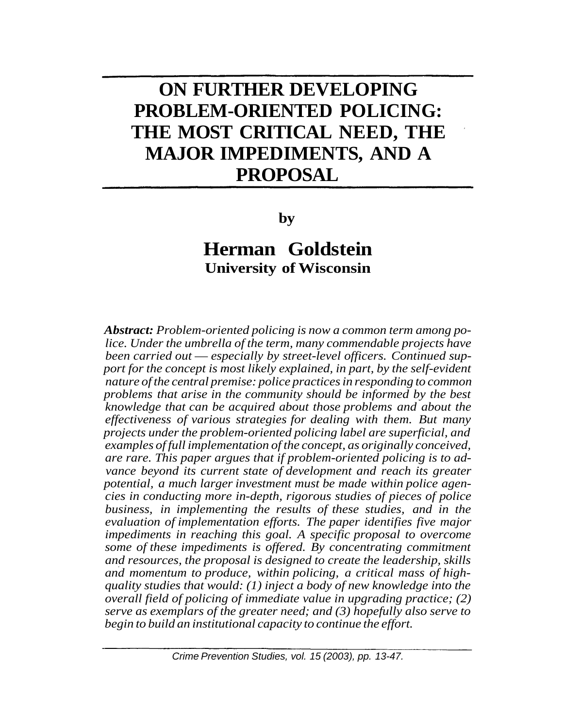# ON FURTHER DEVELOPING PROBLEM-ORIENTED POLICING: THE MOST CRITICAL NEED, THE MAJOR IMPEDIMENTS, AND A PROPOSAL

**by**

**Herman Goldstein**
**University of Wisconsin**

***Abstract:*** *Problem-oriented policing is now a common term among police. Under the umbrella of the term, many commendable projects have been carried out — especially by street-level officers. Continued support for the concept is most likely explained, in part, by the self-evident nature of the central premise: police practices in responding to common problems that arise in the community should be informed by the best knowledge that can be acquired about those problems and about the effectiveness of various strategies for dealing with them. But many projects under the problem-oriented policing label are superficial, and examples of full implementation of the concept, as originally conceived, are rare. This paper argues that if problem-oriented policing is to advance beyond its current state of development and reach its greater potential, a much larger investment must be made within police agencies in conducting more in-depth, rigorous studies of pieces of police business, in implementing the results of these studies, and in the evaluation of implementation efforts. The paper identifies five major impediments in reaching this goal. A specific proposal to overcome some of these impediments is offered. By concentrating commitment and resources, the proposal is designed to create the leadership, skills and momentum to produce, within policing, a critical mass of high-quality studies that would: (1) inject a body of new knowledge into the overall field of policing of immediate value in upgrading practice; (2) serve as exemplars of the greater need; and (3) hopefully also serve to begin to build an institutional capacity to continue the effort.*

*Crime Prevention Studies, vol. 15 (2003), pp. 13-47.*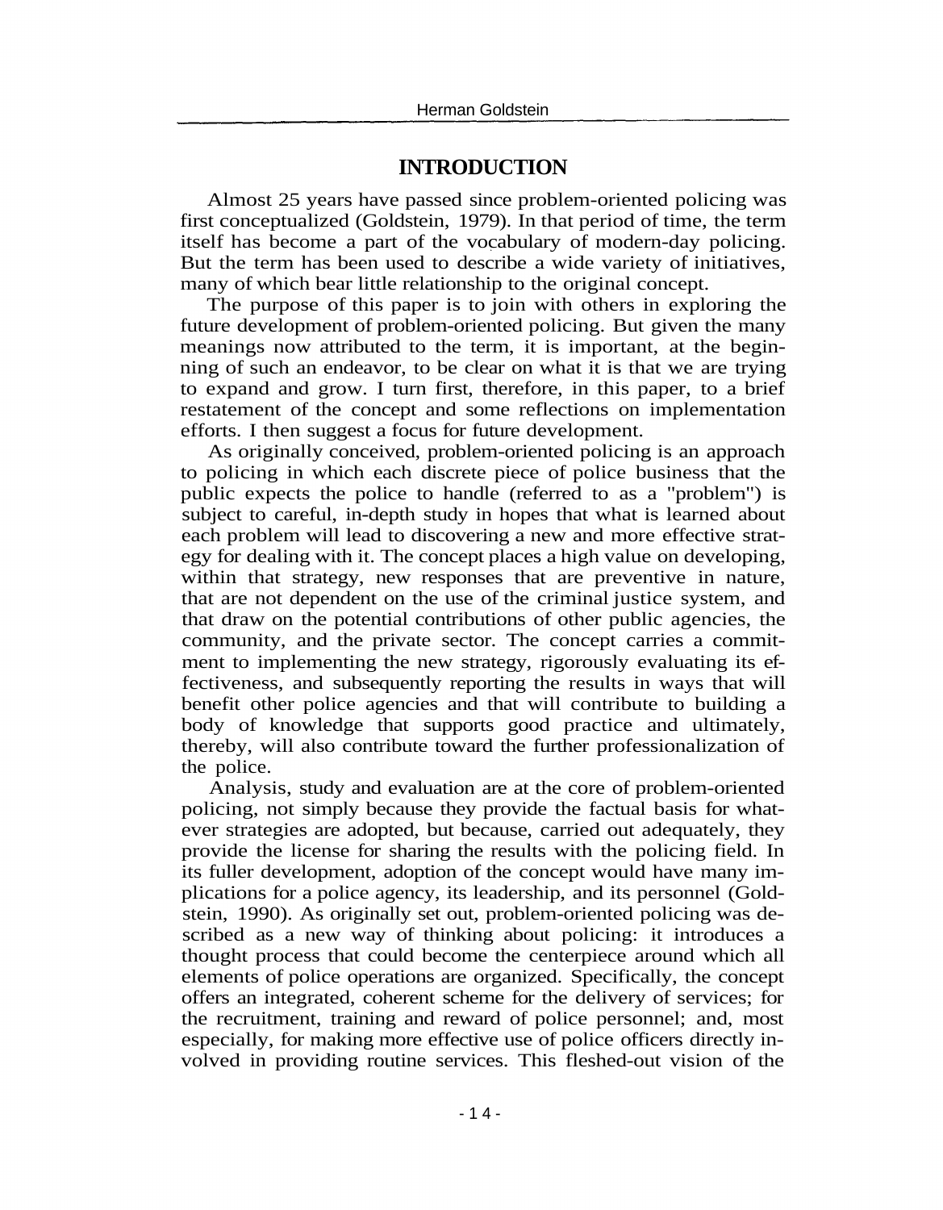## INTRODUCTION

Almost 25 years have passed since problem-oriented policing was first conceptualized (Goldstein, 1979). In that period of time, the term itself has become a part of the vocabulary of modern-day policing. But the term has been used to describe a wide variety of initiatives, many of which bear little relationship to the original concept.

The purpose of this paper is to join with others in exploring the future development of problem-oriented policing. But given the many meanings now attributed to the term, it is important, at the beginning of such an endeavor, to be clear on what it is that we are trying to expand and grow. I turn first, therefore, in this paper, to a brief restatement of the concept and some reflections on implementation efforts. I then suggest a focus for future development.

As originally conceived, problem-oriented policing is an approach to policing in which each discrete piece of police business that the public expects the police to handle (referred to as a "problem") is subject to careful, in-depth study in hopes that what is learned about each problem will lead to discovering a new and more effective strategy for dealing with it. The concept places a high value on developing, within that strategy, new responses that are preventive in nature, that are not dependent on the use of the criminal justice system, and that draw on the potential contributions of other public agencies, the community, and the private sector. The concept carries a commitment to implementing the new strategy, rigorously evaluating its effectiveness, and subsequently reporting the results in ways that will benefit other police agencies and that will contribute to building a body of knowledge that supports good practice and ultimately, thereby, will also contribute toward the further professionalization of the police.

Analysis, study and evaluation are at the core of problem-oriented policing, not simply because they provide the factual basis for whatever strategies are adopted, but because, carried out adequately, they provide the license for sharing the results with the policing field. In its fuller development, adoption of the concept would have many implications for a police agency, its leadership, and its personnel (Goldstein, 1990). As originally set out, problem-oriented policing was described as a new way of thinking about policing: it introduces a thought process that could become the centerpiece around which all elements of police operations are organized. Specifically, the concept offers an integrated, coherent scheme for the delivery of services; for the recruitment, training and reward of police personnel; and, most especially, for making more effective use of police officers directly involved in providing routine services. This fleshed-out vision of the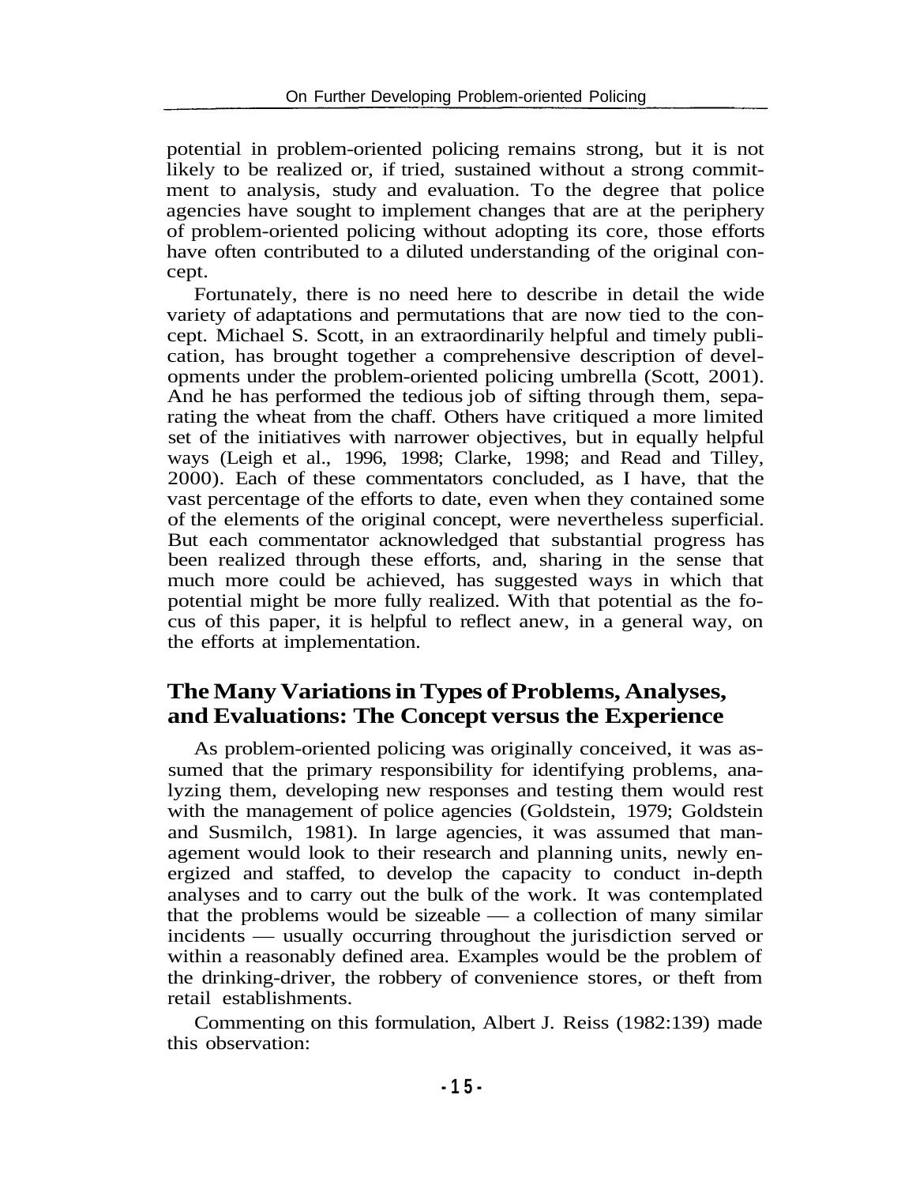potential in problem-oriented policing remains strong, but it is not likely to be realized or, if tried, sustained without a strong commitment to analysis, study and evaluation. To the degree that police agencies have sought to implement changes that are at the periphery of problem-oriented policing without adopting its core, those efforts have often contributed to a diluted understanding of the original concept.

Fortunately, there is no need here to describe in detail the wide variety of adaptations and permutations that are now tied to the concept. Michael S. Scott, in an extraordinarily helpful and timely publication, has brought together a comprehensive description of developments under the problem-oriented policing umbrella (Scott, 2001). And he has performed the tedious job of sifting through them, separating the wheat from the chaff. Others have critiqued a more limited set of the initiatives with narrower objectives, but in equally helpful ways (Leigh et al., 1996, 1998; Clarke, 1998; and Read and Tilley, 2000). Each of these commentators concluded, as I have, that the vast percentage of the efforts to date, even when they contained some of the elements of the original concept, were nevertheless superficial. But each commentator acknowledged that substantial progress has been realized through these efforts, and, sharing in the sense that much more could be achieved, has suggested ways in which that potential might be more fully realized. With that potential as the focus of this paper, it is helpful to reflect anew, in a general way, on the efforts at implementation.

## The Many Variations in Types of Problems, Analyses, and Evaluations: The Concept versus the Experience

As problem-oriented policing was originally conceived, it was assumed that the primary responsibility for identifying problems, analyzing them, developing new responses and testing them would rest with the management of police agencies (Goldstein, 1979; Goldstein and Susmilch, 1981). In large agencies, it was assumed that management would look to their research and planning units, newly energized and staffed, to develop the capacity to conduct in-depth analyses and to carry out the bulk of the work. It was contemplated that the problems would be sizeable — a collection of many similar incidents — usually occurring throughout the jurisdiction served or within a reasonably defined area. Examples would be the problem of the drinking-driver, the robbery of convenience stores, or theft from retail establishments.

Commenting on this formulation, Albert J. Reiss (1982:139) made this observation: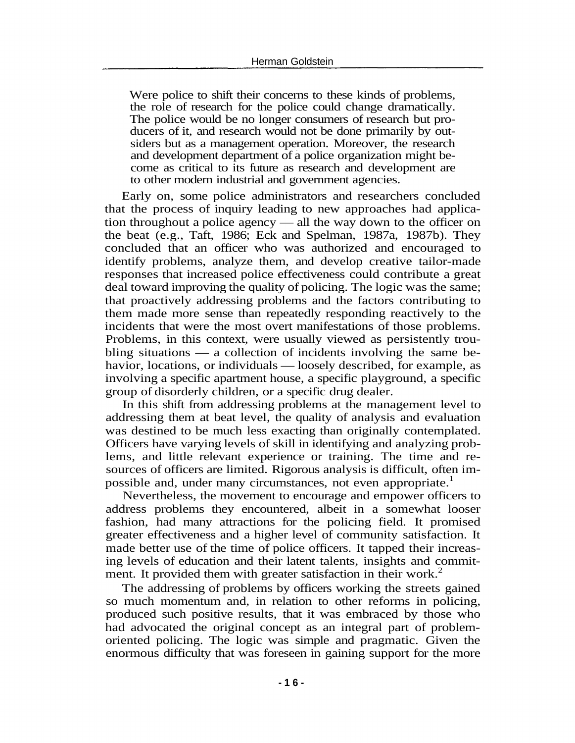> Were police to shift their concerns to these kinds of problems, the role of research for the police could change dramatically. The police would be no longer consumers of research but producers of it, and research would not be done primarily by outsiders but as a management operation. Moreover, the research and development department of a police organization might become as critical to its future as research and development are to other modern industrial and government agencies.

Early on, some police administrators and researchers concluded that the process of inquiry leading to new approaches had application throughout a police agency — all the way down to the officer on the beat (e.g., Taft, 1986; Eck and Spelman, 1987a, 1987b). They concluded that an officer who was authorized and encouraged to identify problems, analyze them, and develop creative tailor-made responses that increased police effectiveness could contribute a great deal toward improving the quality of policing. The logic was the same; that proactively addressing problems and the factors contributing to them made more sense than repeatedly responding reactively to the incidents that were the most overt manifestations of those problems. Problems, in this context, were usually viewed as persistently troubling situations — a collection of incidents involving the same behavior, locations, or individuals — loosely described, for example, as involving a specific apartment house, a specific playground, a specific group of disorderly children, or a specific drug dealer.

In this shift from addressing problems at the management level to addressing them at beat level, the quality of analysis and evaluation was destined to be much less exacting than originally contemplated. Officers have varying levels of skill in identifying and analyzing problems, and little relevant experience or training. The time and resources of officers are limited. Rigorous analysis is difficult, often impossible and, under many circumstances, not even appropriate.[1]

Nevertheless, the movement to encourage and empower officers to address problems they encountered, albeit in a somewhat looser fashion, had many attractions for the policing field. It promised greater effectiveness and a higher level of community satisfaction. It made better use of the time of police officers. It tapped their increasing levels of education and their latent talents, insights and commitment. It provided them with greater satisfaction in their work.[2]

The addressing of problems by officers working the streets gained so much momentum and, in relation to other reforms in policing, produced such positive results, that it was embraced by those who had advocated the original concept as an integral part of problem-oriented policing. The logic was simple and pragmatic. Given the enormous difficulty that was foreseen in gaining support for the more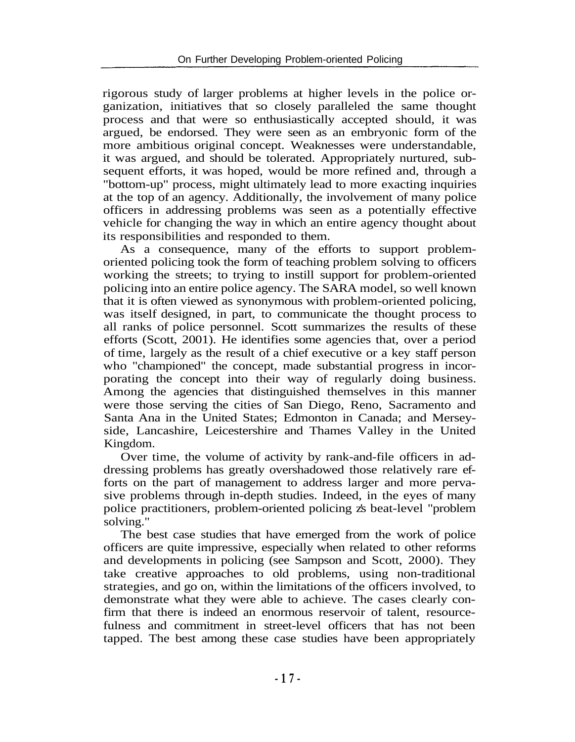rigorous study of larger problems at higher levels in the police organization, initiatives that so closely paralleled the same thought process and that were so enthusiastically accepted should, it was argued, be endorsed. They were seen as an embryonic form of the more ambitious original concept. Weaknesses were understandable, it was argued, and should be tolerated. Appropriately nurtured, subsequent efforts, it was hoped, would be more refined and, through a "bottom-up" process, might ultimately lead to more exacting inquiries at the top of an agency. Additionally, the involvement of many police officers in addressing problems was seen as a potentially effective vehicle for changing the way in which an entire agency thought about its responsibilities and responded to them.

As a consequence, many of the efforts to support problem-oriented policing took the form of teaching problem solving to officers working the streets; to trying to instill support for problem-oriented policing into an entire police agency. The SARA model, so well known that it is often viewed as synonymous with problem-oriented policing, was itself designed, in part, to communicate the thought process to all ranks of police personnel. Scott summarizes the results of these efforts (Scott, 2001). He identifies some agencies that, over a period of time, largely as the result of a chief executive or a key staff person who "championed" the concept, made substantial progress in incorporating the concept into their way of regularly doing business. Among the agencies that distinguished themselves in this manner were those serving the cities of San Diego, Reno, Sacramento and Santa Ana in the United States; Edmonton in Canada; and Merseyside, Lancashire, Leicestershire and Thames Valley in the United Kingdom.

Over time, the volume of activity by rank-and-file officers in addressing problems has greatly overshadowed those relatively rare efforts on the part of management to address larger and more pervasive problems through in-depth studies. Indeed, in the eyes of many police practitioners, problem-oriented policing is beat-level "problem solving."

The best case studies that have emerged from the work of police officers are quite impressive, especially when related to other reforms and developments in policing (see Sampson and Scott, 2000). They take creative approaches to old problems, using non-traditional strategies, and go on, within the limitations of the officers involved, to demonstrate what they were able to achieve. The cases clearly confirm that there is indeed an enormous reservoir of talent, resourcefulness and commitment in street-level officers that has not been tapped. The best among these case studies have been appropriately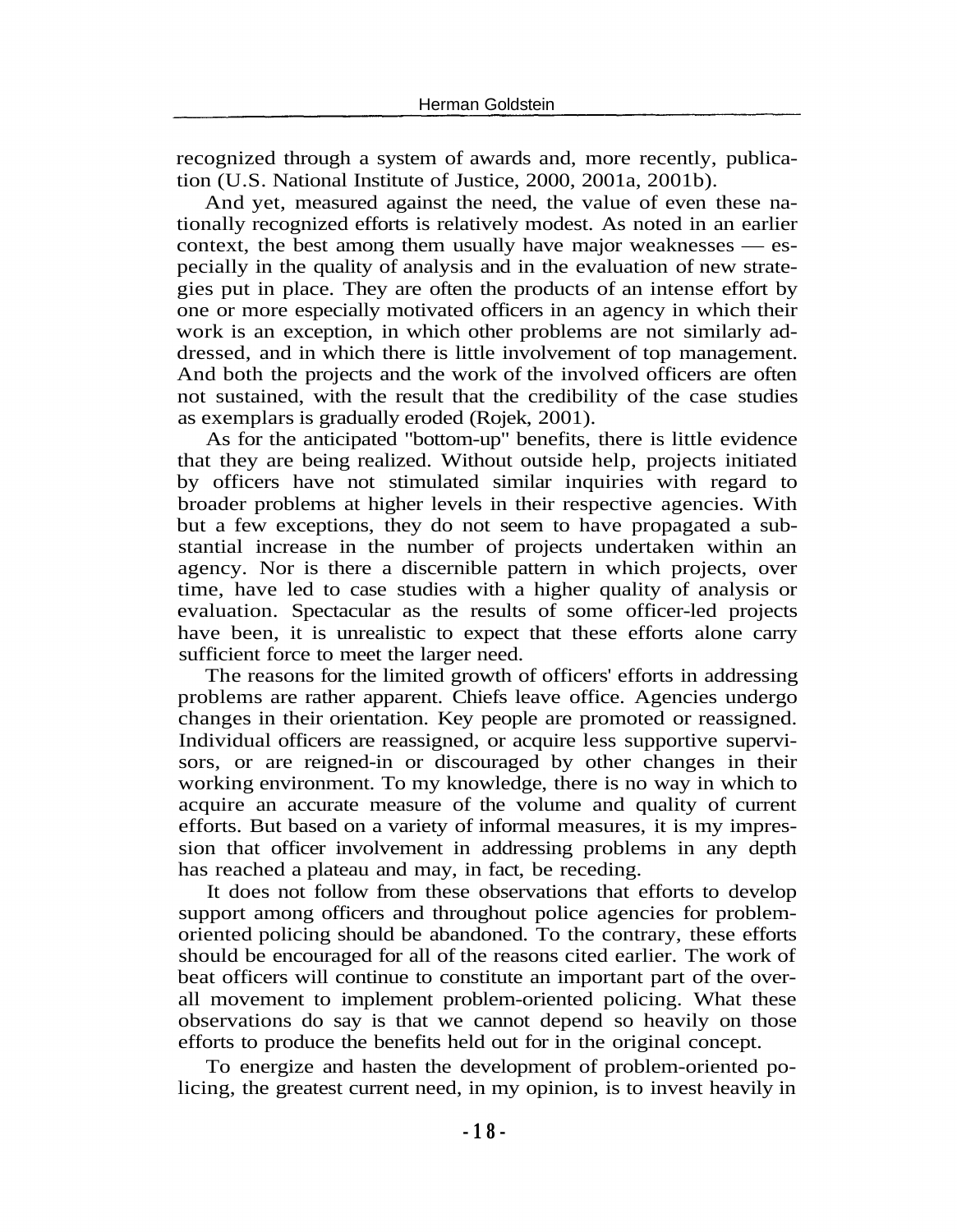recognized through a system of awards and, more recently, publication (U.S. National Institute of Justice, 2000, 2001a, 2001b).

And yet, measured against the need, the value of even these nationally recognized efforts is relatively modest. As noted in an earlier context, the best among them usually have major weaknesses — especially in the quality of analysis and in the evaluation of new strategies put in place. They are often the products of an intense effort by one or more especially motivated officers in an agency in which their work is an exception, in which other problems are not similarly addressed, and in which there is little involvement of top management. And both the projects and the work of the involved officers are often not sustained, with the result that the credibility of the case studies as exemplars is gradually eroded (Rojek, 2001).

As for the anticipated "bottom-up" benefits, there is little evidence that they are being realized. Without outside help, projects initiated by officers have not stimulated similar inquiries with regard to broader problems at higher levels in their respective agencies. With but a few exceptions, they do not seem to have propagated a substantial increase in the number of projects undertaken within an agency. Nor is there a discernible pattern in which projects, over time, have led to case studies with a higher quality of analysis or evaluation. Spectacular as the results of some officer-led projects have been, it is unrealistic to expect that these efforts alone carry sufficient force to meet the larger need.

The reasons for the limited growth of officers' efforts in addressing problems are rather apparent. Chiefs leave office. Agencies undergo changes in their orientation. Key people are promoted or reassigned. Individual officers are reassigned, or acquire less supportive supervisors, or are reigned-in or discouraged by other changes in their working environment. To my knowledge, there is no way in which to acquire an accurate measure of the volume and quality of current efforts. But based on a variety of informal measures, it is my impression that officer involvement in addressing problems in any depth has reached a plateau and may, in fact, be receding.

It does not follow from these observations that efforts to develop support among officers and throughout police agencies for problem-oriented policing should be abandoned. To the contrary, these efforts should be encouraged for all of the reasons cited earlier. The work of beat officers will continue to constitute an important part of the overall movement to implement problem-oriented policing. What these observations do say is that we cannot depend so heavily on those efforts to produce the benefits held out for in the original concept.

To energize and hasten the development of problem-oriented policing, the greatest current need, in my opinion, is to invest heavily in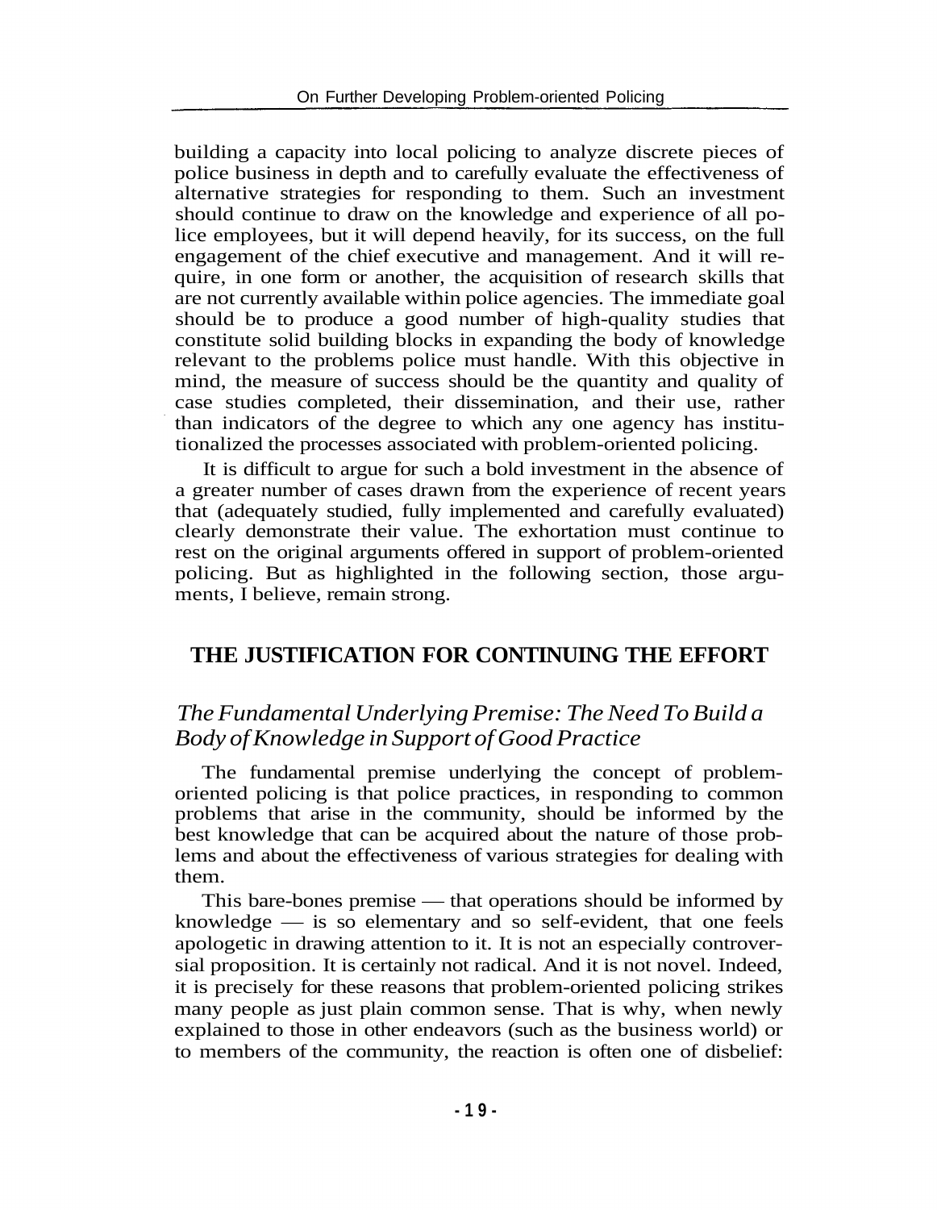building a capacity into local policing to analyze discrete pieces of police business in depth and to carefully evaluate the effectiveness of alternative strategies for responding to them. Such an investment should continue to draw on the knowledge and experience of all police employees, but it will depend heavily, for its success, on the full engagement of the chief executive and management. And it will require, in one form or another, the acquisition of research skills that are not currently available within police agencies. The immediate goal should be to produce a good number of high-quality studies that constitute solid building blocks in expanding the body of knowledge relevant to the problems police must handle. With this objective in mind, the measure of success should be the quantity and quality of case studies completed, their dissemination, and their use, rather than indicators of the degree to which any one agency has institutionalized the processes associated with problem-oriented policing.

It is difficult to argue for such a bold investment in the absence of a greater number of cases drawn from the experience of recent years that (adequately studied, fully implemented and carefully evaluated) clearly demonstrate their value. The exhortation must continue to rest on the original arguments offered in support of problem-oriented policing. But as highlighted in the following section, those arguments, I believe, remain strong.

## THE JUSTIFICATION FOR CONTINUING THE EFFORT

### *The Fundamental Underlying Premise: The Need To Build a Body of Knowledge in Support of Good Practice*

The fundamental premise underlying the concept of problem-oriented policing is that police practices, in responding to common problems that arise in the community, should be informed by the best knowledge that can be acquired about the nature of those problems and about the effectiveness of various strategies for dealing with them.

This bare-bones premise — that operations should be informed by knowledge — is so elementary and so self-evident, that one feels apologetic in drawing attention to it. It is not an especially controversial proposition. It is certainly not radical. And it is not novel. Indeed, it is precisely for these reasons that problem-oriented policing strikes many people as just plain common sense. That is why, when newly explained to those in other endeavors (such as the business world) or to members of the community, the reaction is often one of disbelief: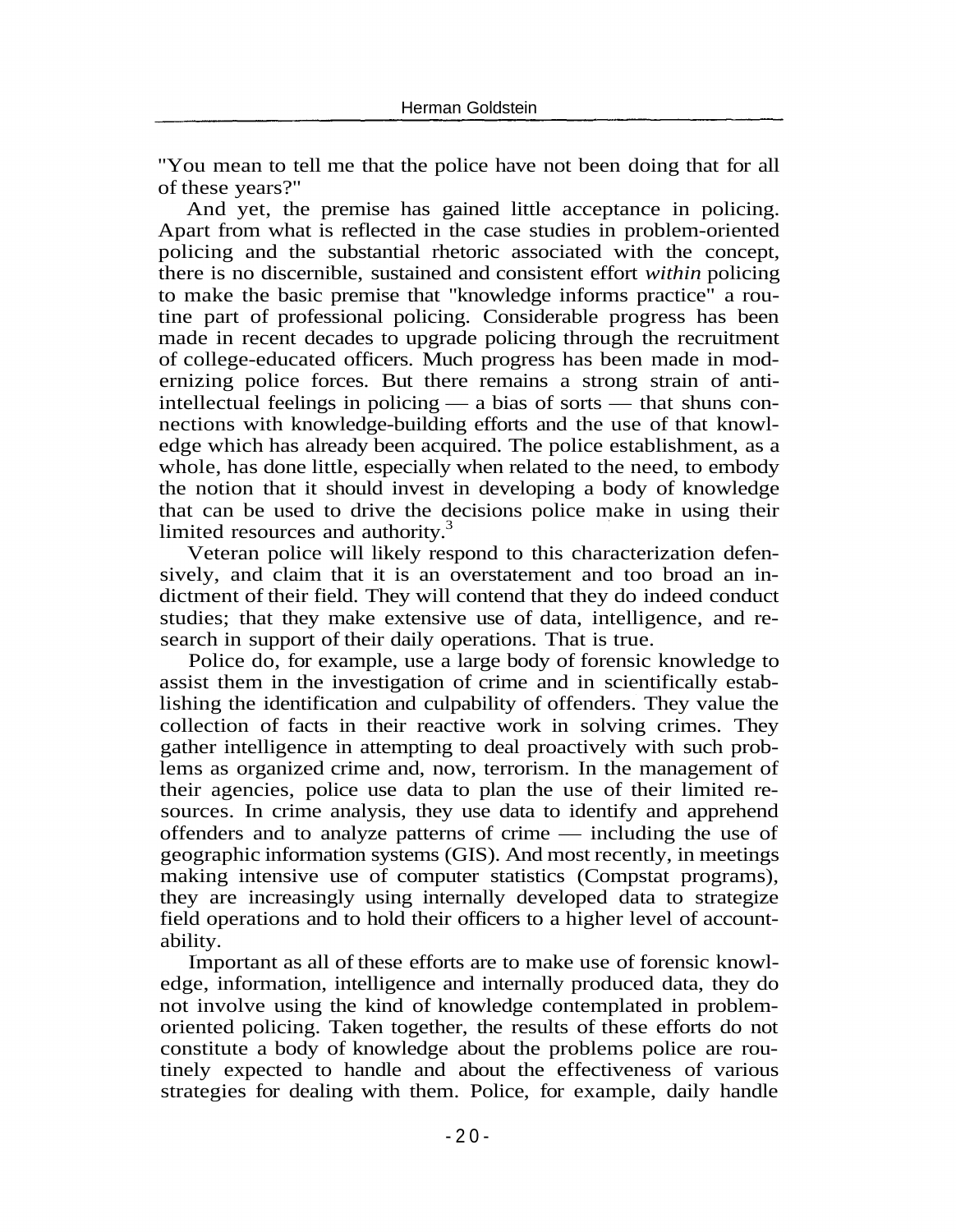"You mean to tell me that the police have not been doing that for all of these years?"

And yet, the premise has gained little acceptance in policing. Apart from what is reflected in the case studies in problem-oriented policing and the substantial rhetoric associated with the concept, there is no discernible, sustained and consistent effort *within* policing to make the basic premise that "knowledge informs practice" a routine part of professional policing. Considerable progress has been made in recent decades to upgrade policing through the recruitment of college-educated officers. Much progress has been made in modernizing police forces. But there remains a strong strain of anti-intellectual feelings in policing — a bias of sorts — that shuns connections with knowledge-building efforts and the use of that knowledge which has already been acquired. The police establishment, as a whole, has done little, especially when related to the need, to embody the notion that it should invest in developing a body of knowledge that can be used to drive the decisions police make in using their limited resources and authority.[3]

Veteran police will likely respond to this characterization defensively, and claim that it is an overstatement and too broad an indictment of their field. They will contend that they do indeed conduct studies; that they make extensive use of data, intelligence, and research in support of their daily operations. That is true.

Police do, for example, use a large body of forensic knowledge to assist them in the investigation of crime and in scientifically establishing the identification and culpability of offenders. They value the collection of facts in their reactive work in solving crimes. They gather intelligence in attempting to deal proactively with such problems as organized crime and, now, terrorism. In the management of their agencies, police use data to plan the use of their limited resources. In crime analysis, they use data to identify and apprehend offenders and to analyze patterns of crime — including the use of geographic information systems (GIS). And most recently, in meetings making intensive use of computer statistics (Compstat programs), they are increasingly using internally developed data to strategize field operations and to hold their officers to a higher level of accountability.

Important as all of these efforts are to make use of forensic knowledge, information, intelligence and internally produced data, they do not involve using the kind of knowledge contemplated in problem-oriented policing. Taken together, the results of these efforts do not constitute a body of knowledge about the problems police are routinely expected to handle and about the effectiveness of various strategies for dealing with them. Police, for example, daily handle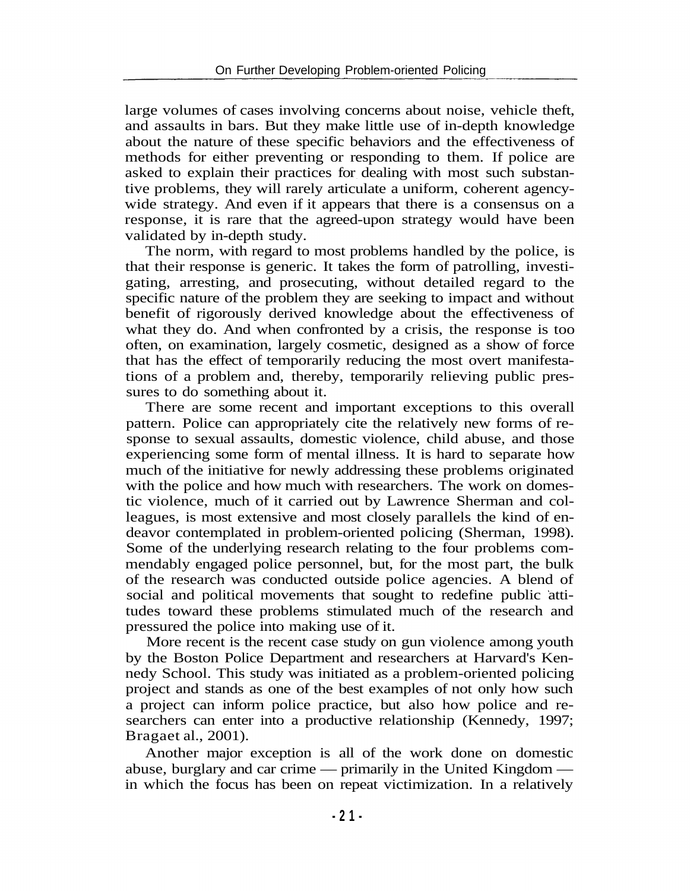large volumes of cases involving concerns about noise, vehicle theft, and assaults in bars. But they make little use of in-depth knowledge about the nature of these specific behaviors and the effectiveness of methods for either preventing or responding to them. If police are asked to explain their practices for dealing with most such substantive problems, they will rarely articulate a uniform, coherent agency-wide strategy. And even if it appears that there is a consensus on a response, it is rare that the agreed-upon strategy would have been validated by in-depth study.

The norm, with regard to most problems handled by the police, is that their response is generic. It takes the form of patrolling, investigating, arresting, and prosecuting, without detailed regard to the specific nature of the problem they are seeking to impact and without benefit of rigorously derived knowledge about the effectiveness of what they do. And when confronted by a crisis, the response is too often, on examination, largely cosmetic, designed as a show of force that has the effect of temporarily reducing the most overt manifestations of a problem and, thereby, temporarily relieving public pressures to do something about it.

There are some recent and important exceptions to this overall pattern. Police can appropriately cite the relatively new forms of response to sexual assaults, domestic violence, child abuse, and those experiencing some form of mental illness. It is hard to separate how much of the initiative for newly addressing these problems originated with the police and how much with researchers. The work on domestic violence, much of it carried out by Lawrence Sherman and colleagues, is most extensive and most closely parallels the kind of endeavor contemplated in problem-oriented policing (Sherman, 1998). Some of the underlying research relating to the four problems commendably engaged police personnel, but, for the most part, the bulk of the research was conducted outside police agencies. A blend of social and political movements that sought to redefine public attitudes toward these problems stimulated much of the research and pressured the police into making use of it.

More recent is the recent case study on gun violence among youth by the Boston Police Department and researchers at Harvard's Kennedy School. This study was initiated as a problem-oriented policing project and stands as one of the best examples of not only how such a project can inform police practice, but also how police and researchers can enter into a productive relationship (Kennedy, 1997; Bragaet al., 2001).

Another major exception is all of the work done on domestic abuse, burglary and car crime — primarily in the United Kingdom — in which the focus has been on repeat victimization. In a relatively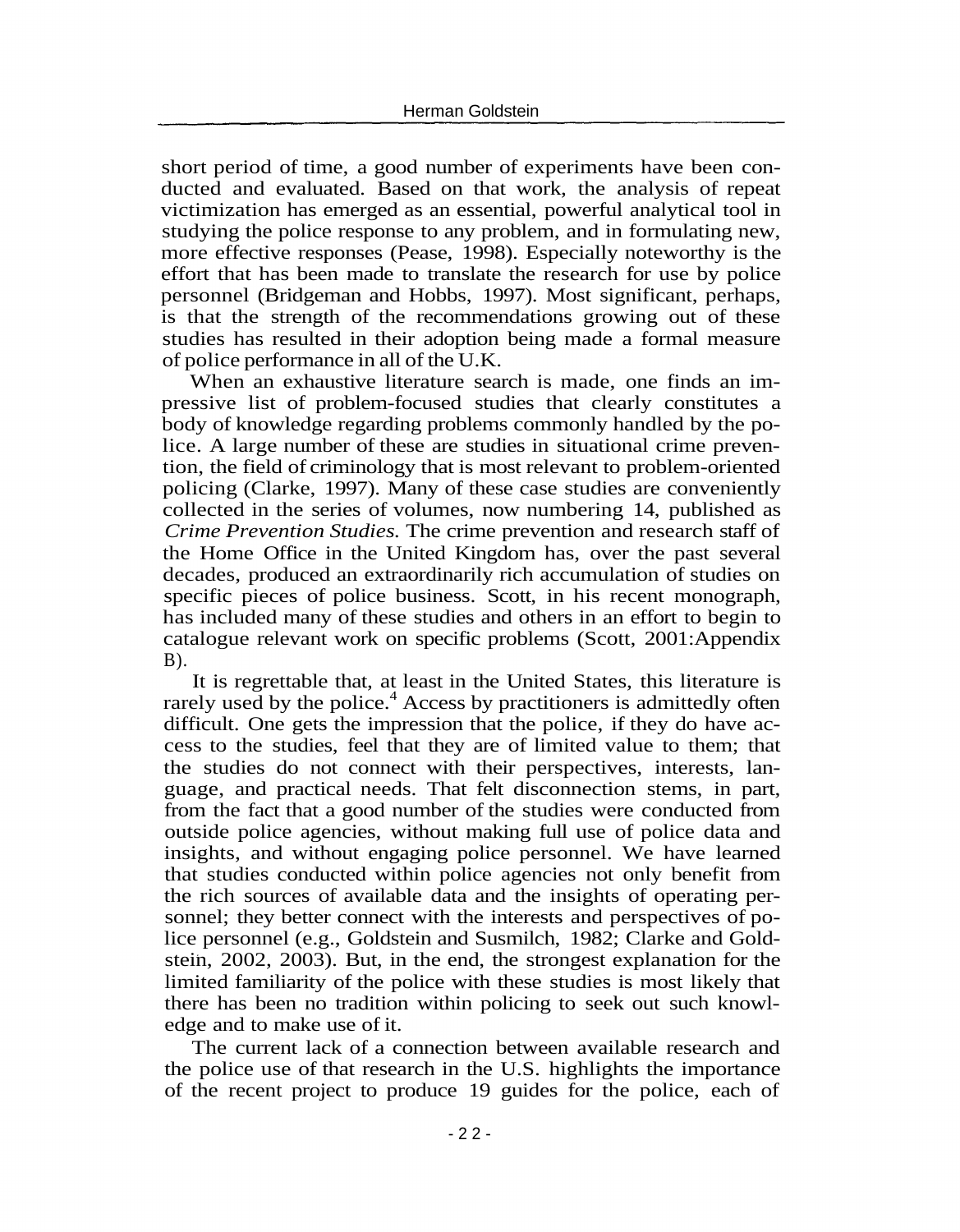short period of time, a good number of experiments have been conducted and evaluated. Based on that work, the analysis of repeat victimization has emerged as an essential, powerful analytical tool in studying the police response to any problem, and in formulating new, more effective responses (Pease, 1998). Especially noteworthy is the effort that has been made to translate the research for use by police personnel (Bridgeman and Hobbs, 1997). Most significant, perhaps, is that the strength of the recommendations growing out of these studies has resulted in their adoption being made a formal measure of police performance in all of the U.K.

When an exhaustive literature search is made, one finds an impressive list of problem-focused studies that clearly constitutes a body of knowledge regarding problems commonly handled by the police. A large number of these are studies in situational crime prevention, the field of criminology that is most relevant to problem-oriented policing (Clarke, 1997). Many of these case studies are conveniently collected in the series of volumes, now numbering 14, published as *Crime Prevention Studies.* The crime prevention and research staff of the Home Office in the United Kingdom has, over the past several decades, produced an extraordinarily rich accumulation of studies on specific pieces of police business. Scott, in his recent monograph, has included many of these studies and others in an effort to begin to catalogue relevant work on specific problems (Scott, 2001:Appendix B).

It is regrettable that, at least in the United States, this literature is rarely used by the police.[4] Access by practitioners is admittedly often difficult. One gets the impression that the police, if they do have access to the studies, feel that they are of limited value to them; that the studies do not connect with their perspectives, interests, language, and practical needs. That felt disconnection stems, in part, from the fact that a good number of the studies were conducted from outside police agencies, without making full use of police data and insights, and without engaging police personnel. We have learned that studies conducted within police agencies not only benefit from the rich sources of available data and the insights of operating personnel; they better connect with the interests and perspectives of police personnel (e.g., Goldstein and Susmilch, 1982; Clarke and Goldstein, 2002, 2003). But, in the end, the strongest explanation for the limited familiarity of the police with these studies is most likely that there has been no tradition within policing to seek out such knowledge and to make use of it.

The current lack of a connection between available research and the police use of that research in the U.S. highlights the importance of the recent project to produce 19 guides for the police, each of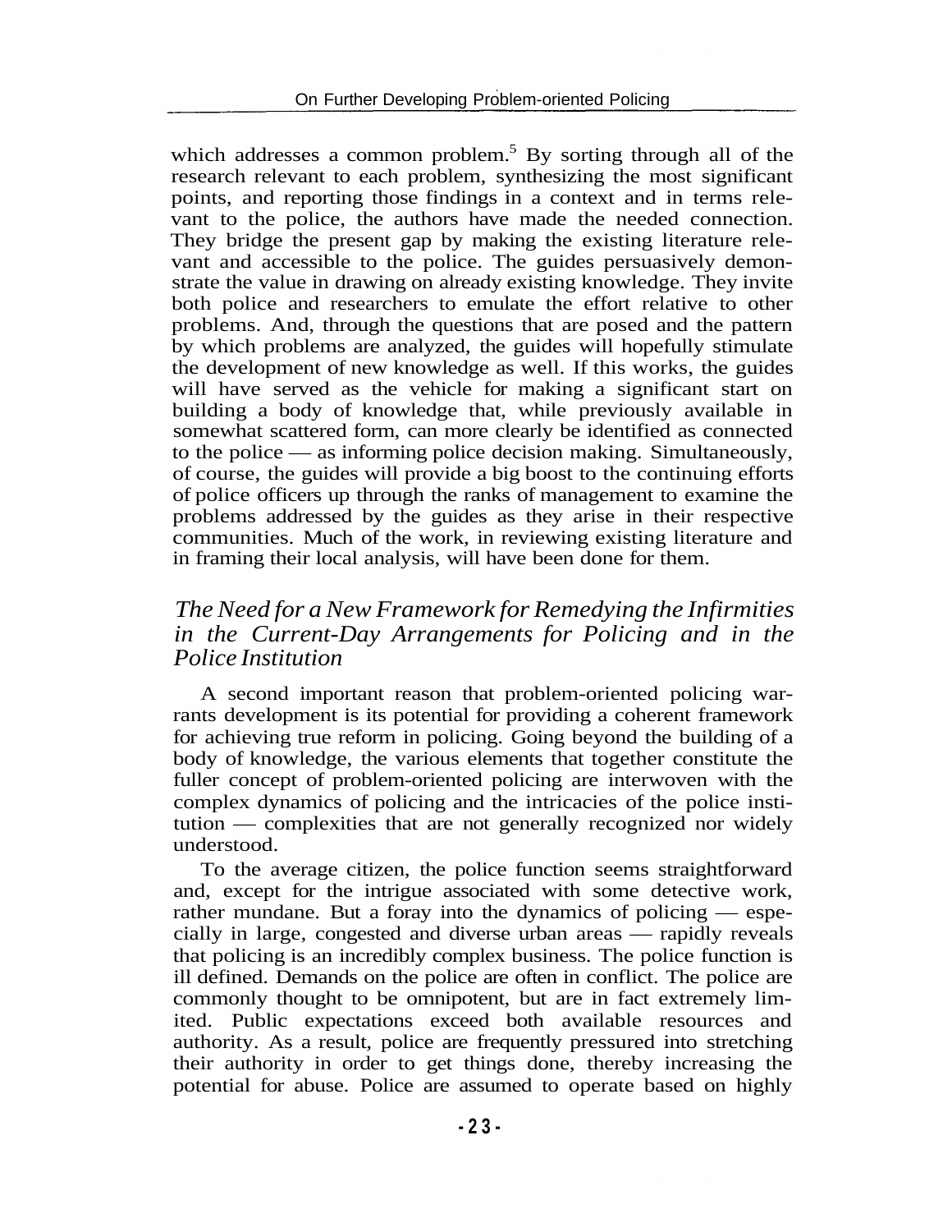which addresses a common problem.[5] By sorting through all of the research relevant to each problem, synthesizing the most significant points, and reporting those findings in a context and in terms relevant to the police, the authors have made the needed connection. They bridge the present gap by making the existing literature relevant and accessible to the police. The guides persuasively demonstrate the value in drawing on already existing knowledge. They invite both police and researchers to emulate the effort relative to other problems. And, through the questions that are posed and the pattern by which problems are analyzed, the guides will hopefully stimulate the development of new knowledge as well. If this works, the guides will have served as the vehicle for making a significant start on building a body of knowledge that, while previously available in somewhat scattered form, can more clearly be identified as connected to the police — as informing police decision making. Simultaneously, of course, the guides will provide a big boost to the continuing efforts of police officers up through the ranks of management to examine the problems addressed by the guides as they arise in their respective communities. Much of the work, in reviewing existing literature and in framing their local analysis, will have been done for them.

### *The Need for a New Framework for Remedying the Infirmities in the Current-Day Arrangements for Policing and in the Police Institution*

A second important reason that problem-oriented policing warrants development is its potential for providing a coherent framework for achieving true reform in policing. Going beyond the building of a body of knowledge, the various elements that together constitute the fuller concept of problem-oriented policing are interwoven with the complex dynamics of policing and the intricacies of the police institution — complexities that are not generally recognized nor widely understood.

To the average citizen, the police function seems straightforward and, except for the intrigue associated with some detective work, rather mundane. But a foray into the dynamics of policing — especially in large, congested and diverse urban areas — rapidly reveals that policing is an incredibly complex business. The police function is ill defined. Demands on the police are often in conflict. The police are commonly thought to be omnipotent, but are in fact extremely limited. Public expectations exceed both available resources and authority. As a result, police are frequently pressured into stretching their authority in order to get things done, thereby increasing the potential for abuse. Police are assumed to operate based on highly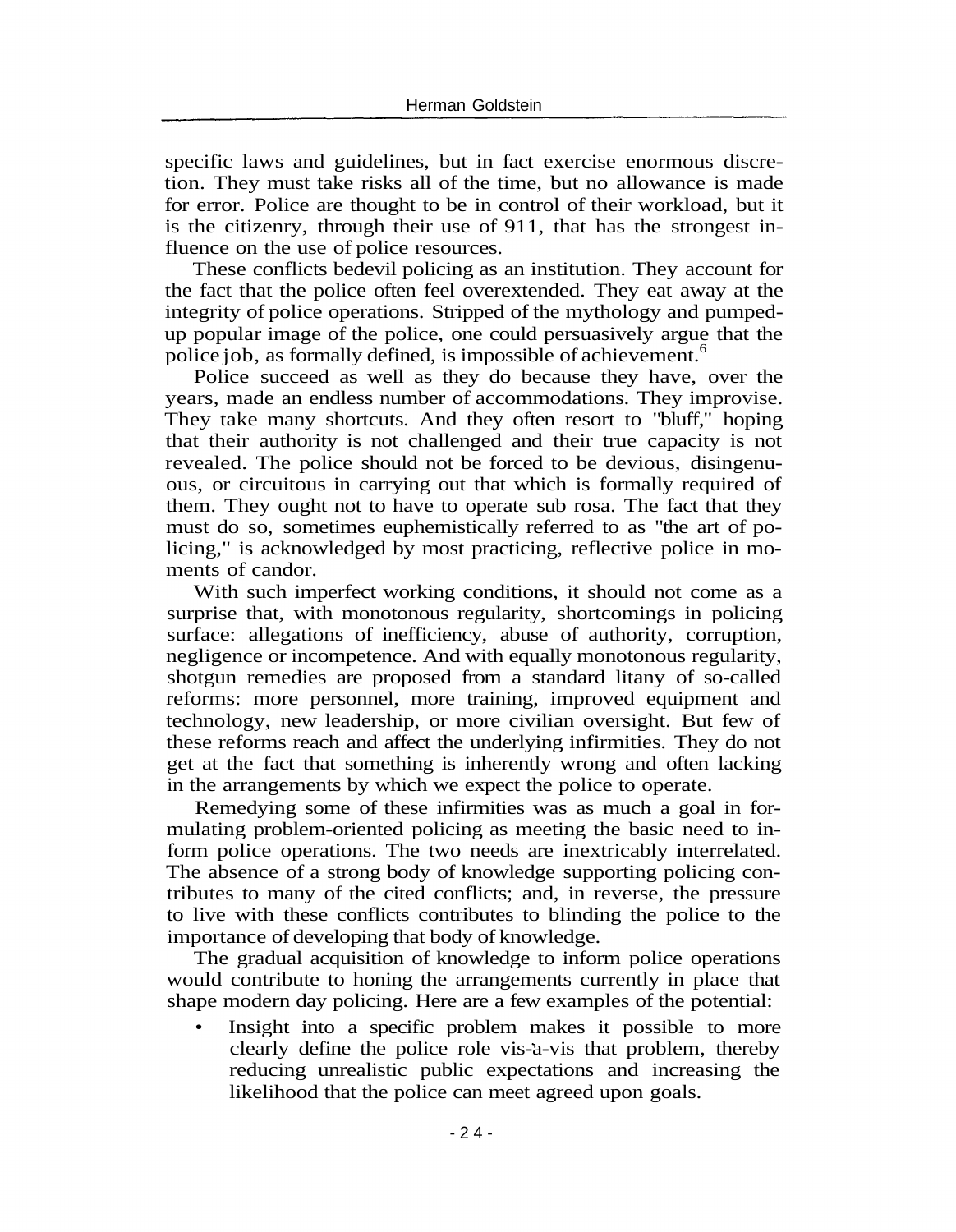specific laws and guidelines, but in fact exercise enormous discretion. They must take risks all of the time, but no allowance is made for error. Police are thought to be in control of their workload, but it is the citizenry, through their use of 911, that has the strongest influence on the use of police resources.

These conflicts bedevil policing as an institution. They account for the fact that the police often feel overextended. They eat away at the integrity of police operations. Stripped of the mythology and pumped-up popular image of the police, one could persuasively argue that the police job, as formally defined, is impossible of achievement.[6]

Police succeed as well as they do because they have, over the years, made an endless number of accommodations. They improvise. They take many shortcuts. And they often resort to "bluff," hoping that their authority is not challenged and their true capacity is not revealed. The police should not be forced to be devious, disingenuous, or circuitous in carrying out that which is formally required of them. They ought not to have to operate sub rosa. The fact that they must do so, sometimes euphemistically referred to as "the art of policing," is acknowledged by most practicing, reflective police in moments of candor.

With such imperfect working conditions, it should not come as a surprise that, with monotonous regularity, shortcomings in policing surface: allegations of inefficiency, abuse of authority, corruption, negligence or incompetence. And with equally monotonous regularity, shotgun remedies are proposed from a standard litany of so-called reforms: more personnel, more training, improved equipment and technology, new leadership, or more civilian oversight. But few of these reforms reach and affect the underlying infirmities. They do not get at the fact that something is inherently wrong and often lacking in the arrangements by which we expect the police to operate.

Remedying some of these infirmities was as much a goal in formulating problem-oriented policing as meeting the basic need to inform police operations. The two needs are inextricably interrelated. The absence of a strong body of knowledge supporting policing contributes to many of the cited conflicts; and, in reverse, the pressure to live with these conflicts contributes to blinding the police to the importance of developing that body of knowledge.

The gradual acquisition of knowledge to inform police operations would contribute to honing the arrangements currently in place that shape modern day policing. Here are a few examples of the potential:

- Insight into a specific problem makes it possible to more clearly define the police role vis-à-vis that problem, thereby reducing unrealistic public expectations and increasing the likelihood that the police can meet agreed upon goals.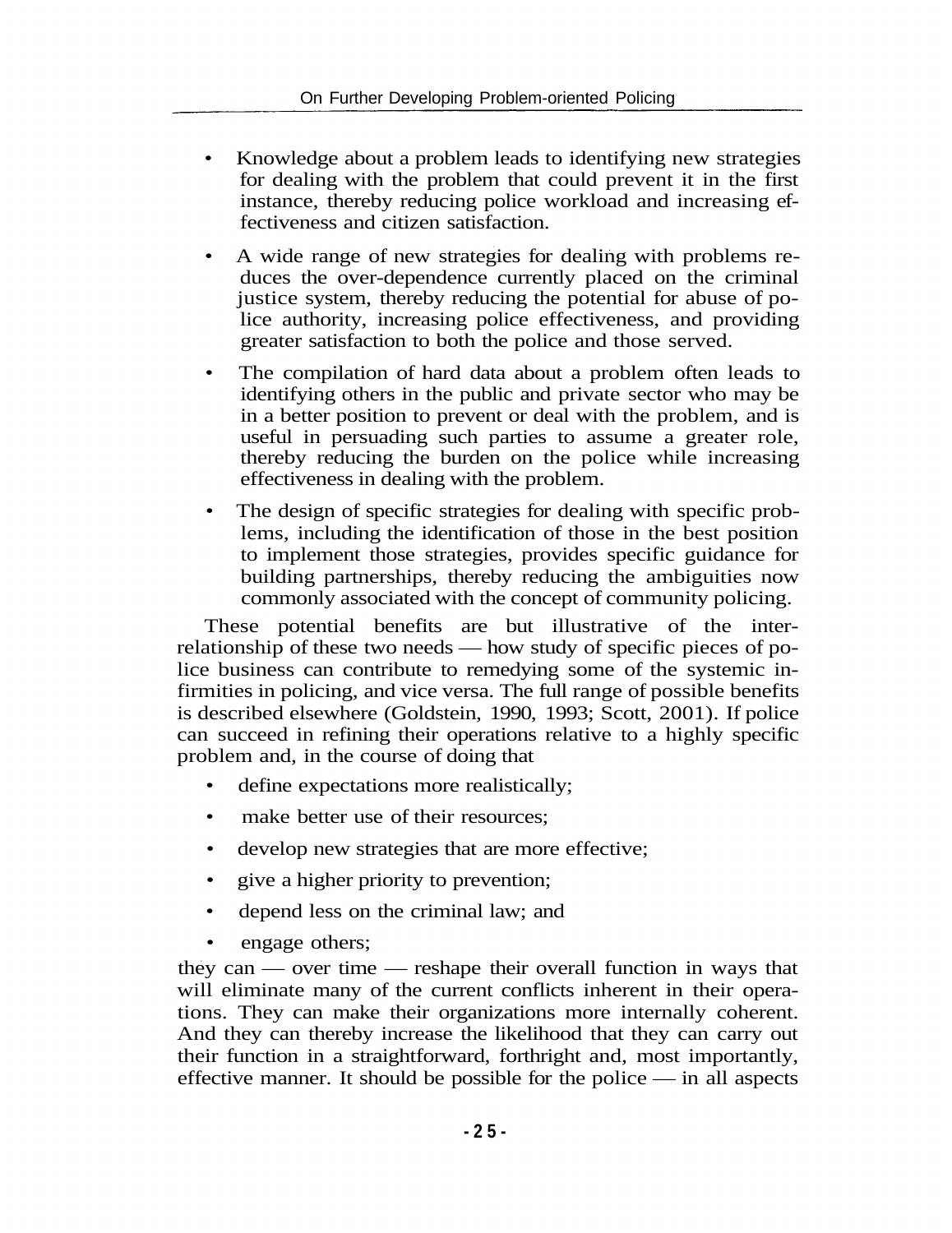- Knowledge about a problem leads to identifying new strategies for dealing with the problem that could prevent it in the first instance, thereby reducing police workload and increasing effectiveness and citizen satisfaction.
- A wide range of new strategies for dealing with problems reduces the over-dependence currently placed on the criminal justice system, thereby reducing the potential for abuse of police authority, increasing police effectiveness, and providing greater satisfaction to both the police and those served.
- The compilation of hard data about a problem often leads to identifying others in the public and private sector who may be in a better position to prevent or deal with the problem, and is useful in persuading such parties to assume a greater role, thereby reducing the burden on the police while increasing effectiveness in dealing with the problem.
- The design of specific strategies for dealing with specific problems, including the identification of those in the best position to implement those strategies, provides specific guidance for building partnerships, thereby reducing the ambiguities now commonly associated with the concept of community policing.

These potential benefits are but illustrative of the interrelationship of these two needs — how study of specific pieces of police business can contribute to remedying some of the systemic infirmities in policing, and vice versa. The full range of possible benefits is described elsewhere (Goldstein, 1990, 1993; Scott, 2001). If police can succeed in refining their operations relative to a highly specific problem and, in the course of doing that

- define expectations more realistically;
- make better use of their resources;
- develop new strategies that are more effective;
- give a higher priority to prevention;
- depend less on the criminal law; and
- engage others;

they can — over time — reshape their overall function in ways that will eliminate many of the current conflicts inherent in their operations. They can make their organizations more internally coherent. And they can thereby increase the likelihood that they can carry out their function in a straightforward, forthright and, most importantly, effective manner. It should be possible for the police — in all aspects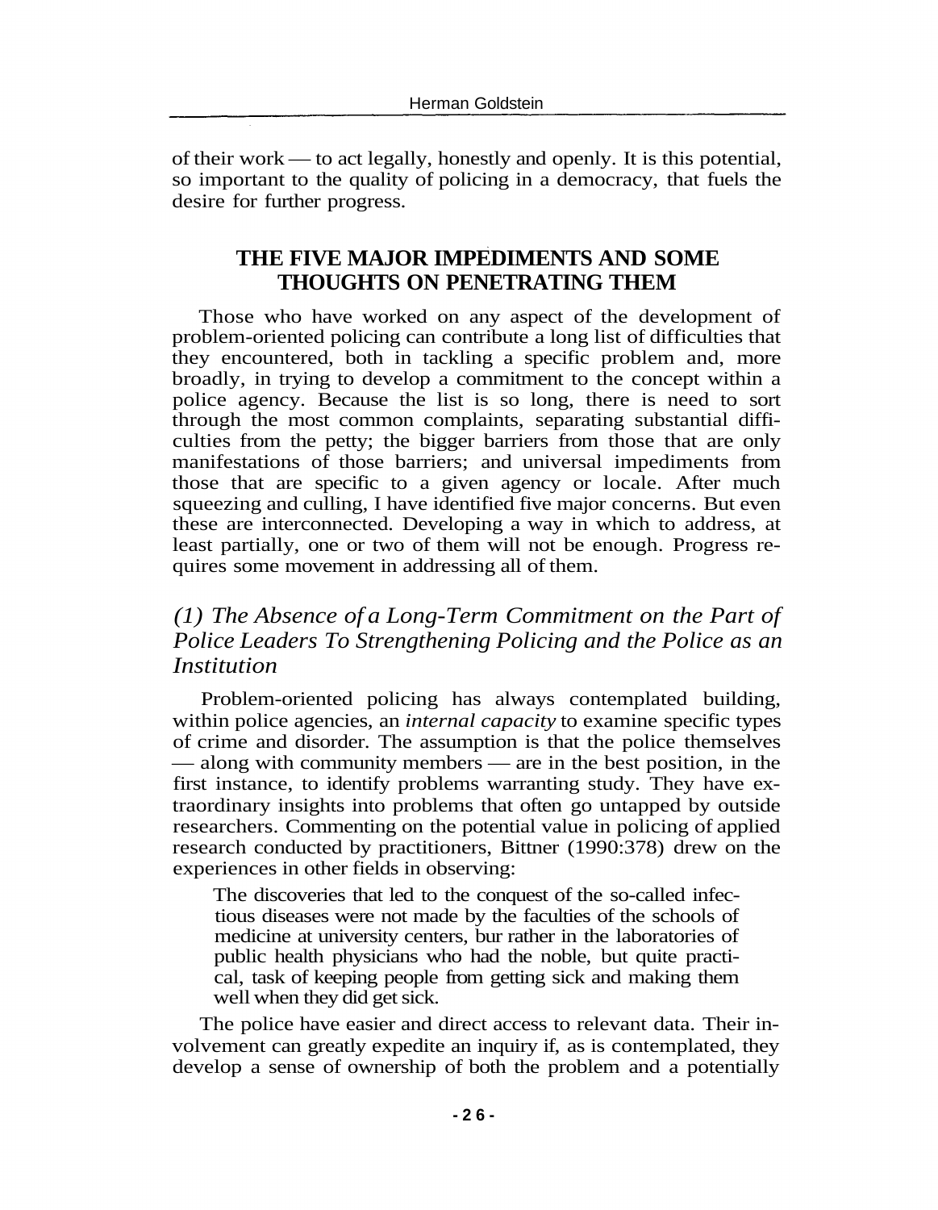of their work — to act legally, honestly and openly. It is this potential, so important to the quality of policing in a democracy, that fuels the desire for further progress.

## THE FIVE MAJOR IMPEDIMENTS AND SOME THOUGHTS ON PENETRATING THEM

Those who have worked on any aspect of the development of problem-oriented policing can contribute a long list of difficulties that they encountered, both in tackling a specific problem and, more broadly, in trying to develop a commitment to the concept within a police agency. Because the list is so long, there is need to sort through the most common complaints, separating substantial difficulties from the petty; the bigger barriers from those that are only manifestations of those barriers; and universal impediments from those that are specific to a given agency or locale. After much squeezing and culling, I have identified five major concerns. But even these are interconnected. Developing a way in which to address, at least partially, one or two of them will not be enough. Progress requires some movement in addressing all of them.

### *(1) The Absence of a Long-Term Commitment on the Part of Police Leaders To Strengthening Policing and the Police as an Institution*

Problem-oriented policing has always contemplated building, within police agencies, an *internal capacity* to examine specific types of crime and disorder. The assumption is that the police themselves — along with community members — are in the best position, in the first instance, to identify problems warranting study. They have extraordinary insights into problems that often go untapped by outside researchers. Commenting on the potential value in policing of applied research conducted by practitioners, Bittner (1990:378) drew on the experiences in other fields in observing:

> The discoveries that led to the conquest of the so-called infectious diseases were not made by the faculties of the schools of medicine at university centers, bur rather in the laboratories of public health physicians who had the noble, but quite practical, task of keeping people from getting sick and making them well when they did get sick.

The police have easier and direct access to relevant data. Their involvement can greatly expedite an inquiry if, as is contemplated, they develop a sense of ownership of both the problem and a potentially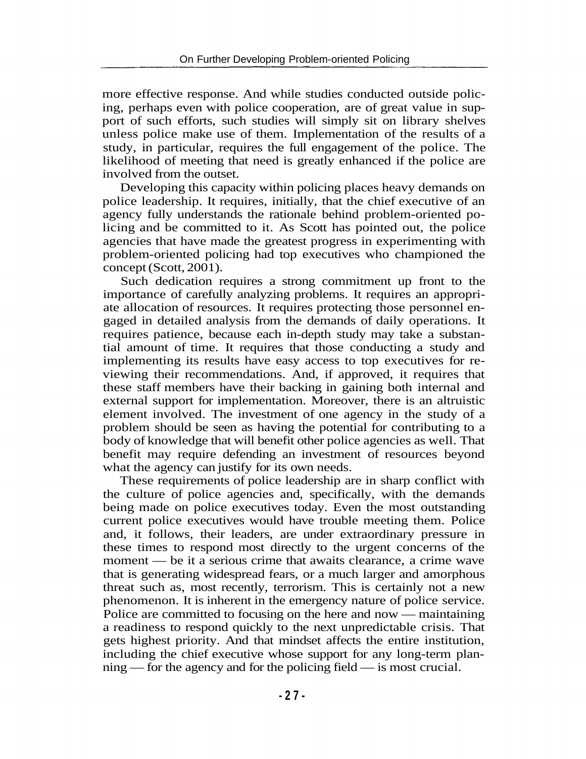more effective response. And while studies conducted outside policing, perhaps even with police cooperation, are of great value in support of such efforts, such studies will simply sit on library shelves unless police make use of them. Implementation of the results of a study, in particular, requires the full engagement of the police. The likelihood of meeting that need is greatly enhanced if the police are involved from the outset.

Developing this capacity within policing places heavy demands on police leadership. It requires, initially, that the chief executive of an agency fully understands the rationale behind problem-oriented policing and be committed to it. As Scott has pointed out, the police agencies that have made the greatest progress in experimenting with problem-oriented policing had top executives who championed the concept (Scott, 2001).

Such dedication requires a strong commitment up front to the importance of carefully analyzing problems. It requires an appropriate allocation of resources. It requires protecting those personnel engaged in detailed analysis from the demands of daily operations. It requires patience, because each in-depth study may take a substantial amount of time. It requires that those conducting a study and implementing its results have easy access to top executives for reviewing their recommendations. And, if approved, it requires that these staff members have their backing in gaining both internal and external support for implementation. Moreover, there is an altruistic element involved. The investment of one agency in the study of a problem should be seen as having the potential for contributing to a body of knowledge that will benefit other police agencies as well. That benefit may require defending an investment of resources beyond what the agency can justify for its own needs.

These requirements of police leadership are in sharp conflict with the culture of police agencies and, specifically, with the demands being made on police executives today. Even the most outstanding current police executives would have trouble meeting them. Police and, it follows, their leaders, are under extraordinary pressure in these times to respond most directly to the urgent concerns of the moment — be it a serious crime that awaits clearance, a crime wave that is generating widespread fears, or a much larger and amorphous threat such as, most recently, terrorism. This is certainly not a new phenomenon. It is inherent in the emergency nature of police service. Police are committed to focusing on the here and now — maintaining a readiness to respond quickly to the next unpredictable crisis. That gets highest priority. And that mindset affects the entire institution, including the chief executive whose support for any long-term planning — for the agency and for the policing field — is most crucial.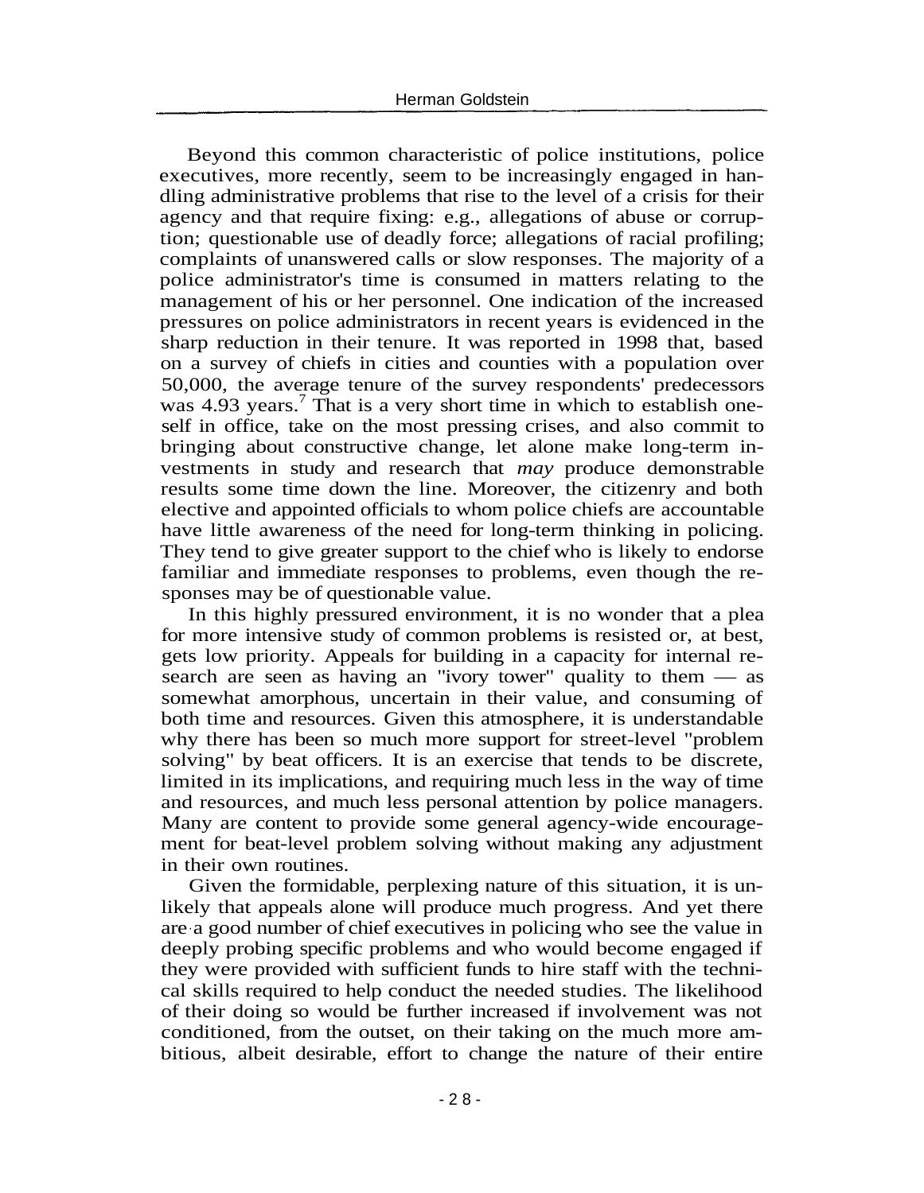Beyond this common characteristic of police institutions, police executives, more recently, seem to be increasingly engaged in handling administrative problems that rise to the level of a crisis for their agency and that require fixing: e.g., allegations of abuse or corruption; questionable use of deadly force; allegations of racial profiling; complaints of unanswered calls or slow responses. The majority of a police administrator's time is consumed in matters relating to the management of his or her personnel. One indication of the increased pressures on police administrators in recent years is evidenced in the sharp reduction in their tenure. It was reported in 1998 that, based on a survey of chiefs in cities and counties with a population over 50,000, the average tenure of the survey respondents' predecessors was 4.93 years.[7] That is a very short time in which to establish oneself in office, take on the most pressing crises, and also commit to bringing about constructive change, let alone make long-term investments in study and research that *may* produce demonstrable results some time down the line. Moreover, the citizenry and both elective and appointed officials to whom police chiefs are accountable have little awareness of the need for long-term thinking in policing. They tend to give greater support to the chief who is likely to endorse familiar and immediate responses to problems, even though the responses may be of questionable value.

In this highly pressured environment, it is no wonder that a plea for more intensive study of common problems is resisted or, at best, gets low priority. Appeals for building in a capacity for internal research are seen as having an "ivory tower" quality to them — as somewhat amorphous, uncertain in their value, and consuming of both time and resources. Given this atmosphere, it is understandable why there has been so much more support for street-level "problem solving" by beat officers. It is an exercise that tends to be discrete, limited in its implications, and requiring much less in the way of time and resources, and much less personal attention by police managers. Many are content to provide some general agency-wide encouragement for beat-level problem solving without making any adjustment in their own routines.

Given the formidable, perplexing nature of this situation, it is unlikely that appeals alone will produce much progress. And yet there are a good number of chief executives in policing who see the value in deeply probing specific problems and who would become engaged if they were provided with sufficient funds to hire staff with the technical skills required to help conduct the needed studies. The likelihood of their doing so would be further increased if involvement was not conditioned, from the outset, on their taking on the much more ambitious, albeit desirable, effort to change the nature of their entire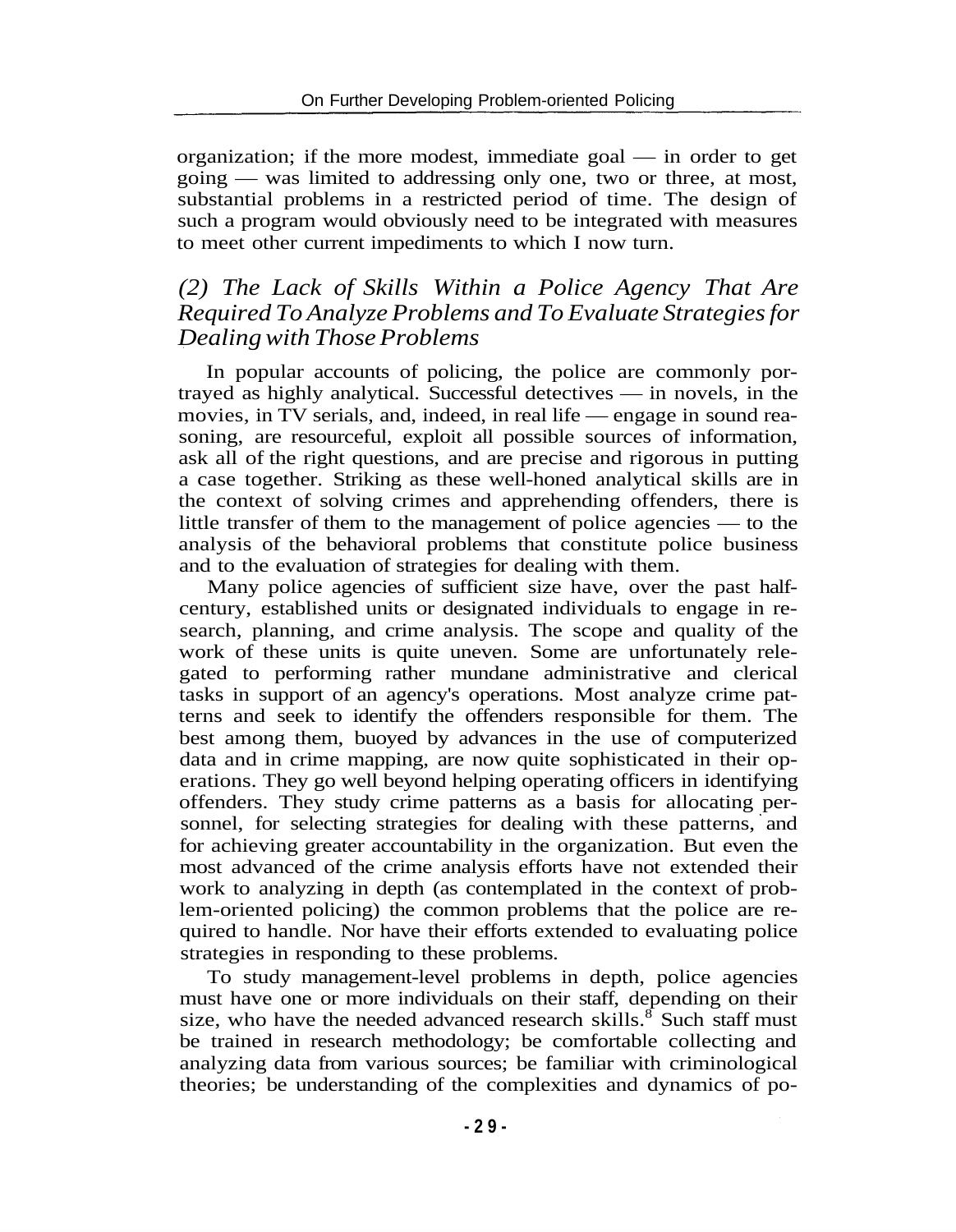organization; if the more modest, immediate goal — in order to get going — was limited to addressing only one, two or three, at most, substantial problems in a restricted period of time. The design of such a program would obviously need to be integrated with measures to meet other current impediments to which I now turn.

## *(2) The Lack of Skills Within a Police Agency That Are Required To Analyze Problems and To Evaluate Strategies for Dealing with Those Problems*

In popular accounts of policing, the police are commonly portrayed as highly analytical. Successful detectives — in novels, in the movies, in TV serials, and, indeed, in real life — engage in sound reasoning, are resourceful, exploit all possible sources of information, ask all of the right questions, and are precise and rigorous in putting a case together. Striking as these well-honed analytical skills are in the context of solving crimes and apprehending offenders, there is little transfer of them to the management of police agencies — to the analysis of the behavioral problems that constitute police business and to the evaluation of strategies for dealing with them.

Many police agencies of sufficient size have, over the past half-century, established units or designated individuals to engage in research, planning, and crime analysis. The scope and quality of the work of these units is quite uneven. Some are unfortunately relegated to performing rather mundane administrative and clerical tasks in support of an agency's operations. Most analyze crime patterns and seek to identify the offenders responsible for them. The best among them, buoyed by advances in the use of computerized data and in crime mapping, are now quite sophisticated in their operations. They go well beyond helping operating officers in identifying offenders. They study crime patterns as a basis for allocating personnel, for selecting strategies for dealing with these patterns, and for achieving greater accountability in the organization. But even the most advanced of the crime analysis efforts have not extended their work to analyzing in depth (as contemplated in the context of problem-oriented policing) the common problems that the police are required to handle. Nor have their efforts extended to evaluating police strategies in responding to these problems.

To study management-level problems in depth, police agencies must have one or more individuals on their staff, depending on their size, who have the needed advanced research skills.[8] Such staff must be trained in research methodology; be comfortable collecting and analyzing data from various sources; be familiar with criminological theories; be understanding of the complexities and dynamics of po-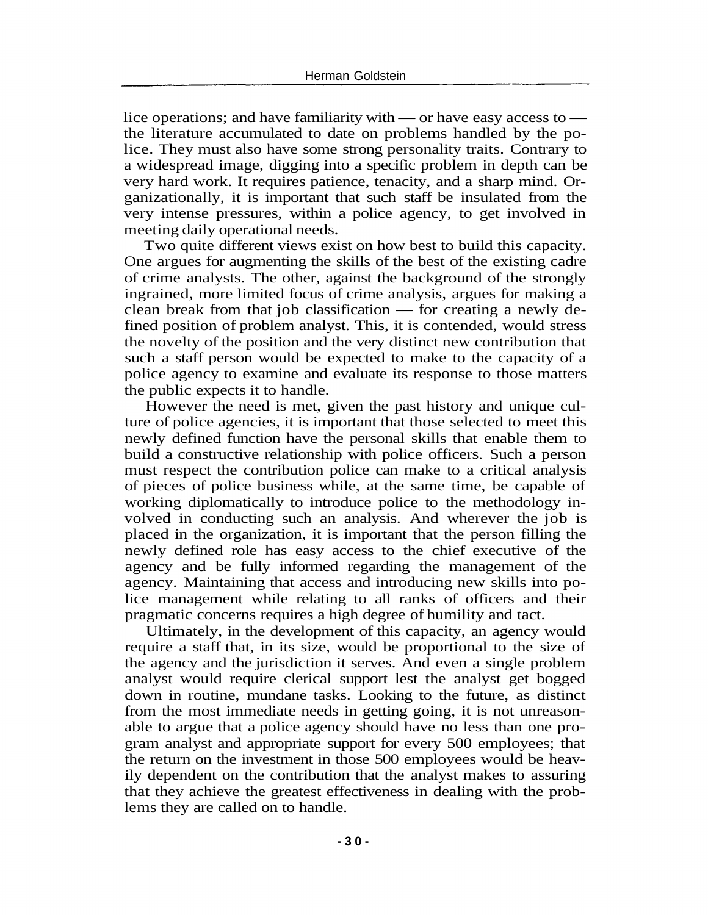lice operations; and have familiarity with — or have easy access to — the literature accumulated to date on problems handled by the police. They must also have some strong personality traits. Contrary to a widespread image, digging into a specific problem in depth can be very hard work. It requires patience, tenacity, and a sharp mind. Organizationally, it is important that such staff be insulated from the very intense pressures, within a police agency, to get involved in meeting daily operational needs.

Two quite different views exist on how best to build this capacity. One argues for augmenting the skills of the best of the existing cadre of crime analysts. The other, against the background of the strongly ingrained, more limited focus of crime analysis, argues for making a clean break from that job classification — for creating a newly defined position of problem analyst. This, it is contended, would stress the novelty of the position and the very distinct new contribution that such a staff person would be expected to make to the capacity of a police agency to examine and evaluate its response to those matters the public expects it to handle.

However the need is met, given the past history and unique culture of police agencies, it is important that those selected to meet this newly defined function have the personal skills that enable them to build a constructive relationship with police officers. Such a person must respect the contribution police can make to a critical analysis of pieces of police business while, at the same time, be capable of working diplomatically to introduce police to the methodology involved in conducting such an analysis. And wherever the job is placed in the organization, it is important that the person filling the newly defined role has easy access to the chief executive of the agency and be fully informed regarding the management of the agency. Maintaining that access and introducing new skills into police management while relating to all ranks of officers and their pragmatic concerns requires a high degree of humility and tact.

Ultimately, in the development of this capacity, an agency would require a staff that, in its size, would be proportional to the size of the agency and the jurisdiction it serves. And even a single problem analyst would require clerical support lest the analyst get bogged down in routine, mundane tasks. Looking to the future, as distinct from the most immediate needs in getting going, it is not unreasonable to argue that a police agency should have no less than one program analyst and appropriate support for every 500 employees; that the return on the investment in those 500 employees would be heavily dependent on the contribution that the analyst makes to assuring that they achieve the greatest effectiveness in dealing with the problems they are called on to handle.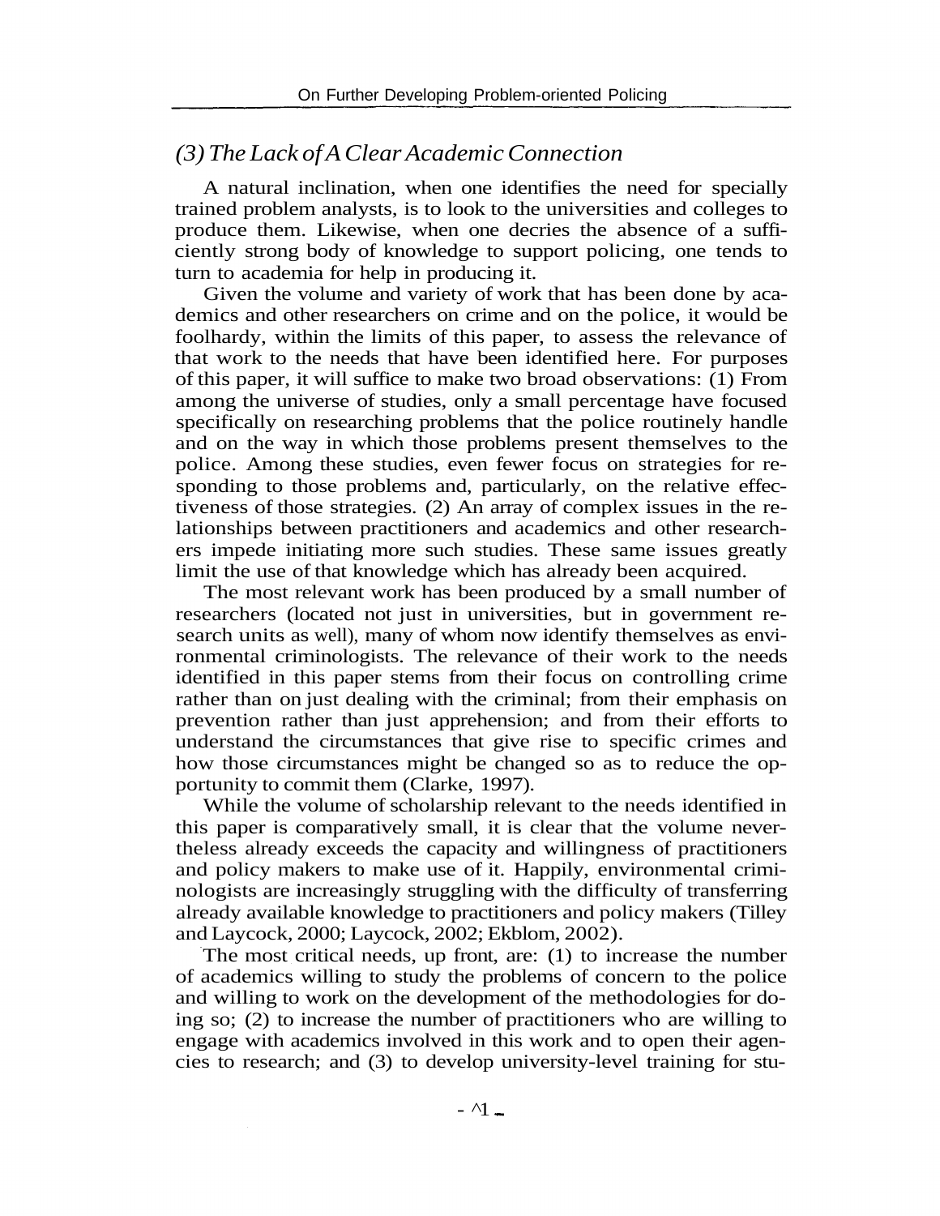### *(3) The Lack of A Clear Academic Connection*

A natural inclination, when one identifies the need for specially trained problem analysts, is to look to the universities and colleges to produce them. Likewise, when one decries the absence of a sufficiently strong body of knowledge to support policing, one tends to turn to academia for help in producing it.

Given the volume and variety of work that has been done by academics and other researchers on crime and on the police, it would be foolhardy, within the limits of this paper, to assess the relevance of that work to the needs that have been identified here. For purposes of this paper, it will suffice to make two broad observations: (1) From among the universe of studies, only a small percentage have focused specifically on researching problems that the police routinely handle and on the way in which those problems present themselves to the police. Among these studies, even fewer focus on strategies for responding to those problems and, particularly, on the relative effectiveness of those strategies. (2) An array of complex issues in the relationships between practitioners and academics and other researchers impede initiating more such studies. These same issues greatly limit the use of that knowledge which has already been acquired.

The most relevant work has been produced by a small number of researchers (located not just in universities, but in government research units as well), many of whom now identify themselves as environmental criminologists. The relevance of their work to the needs identified in this paper stems from their focus on controlling crime rather than on just dealing with the criminal; from their emphasis on prevention rather than just apprehension; and from their efforts to understand the circumstances that give rise to specific crimes and how those circumstances might be changed so as to reduce the opportunity to commit them (Clarke, 1997).

While the volume of scholarship relevant to the needs identified in this paper is comparatively small, it is clear that the volume nevertheless already exceeds the capacity and willingness of practitioners and policy makers to make use of it. Happily, environmental criminologists are increasingly struggling with the difficulty of transferring already available knowledge to practitioners and policy makers (Tilley and Laycock, 2000; Laycock, 2002; Ekblom, 2002).

The most critical needs, up front, are: (1) to increase the number of academics willing to study the problems of concern to the police and willing to work on the development of the methodologies for doing so; (2) to increase the number of practitioners who are willing to engage with academics involved in this work and to open their agencies to research; and (3) to develop university-level training for stu-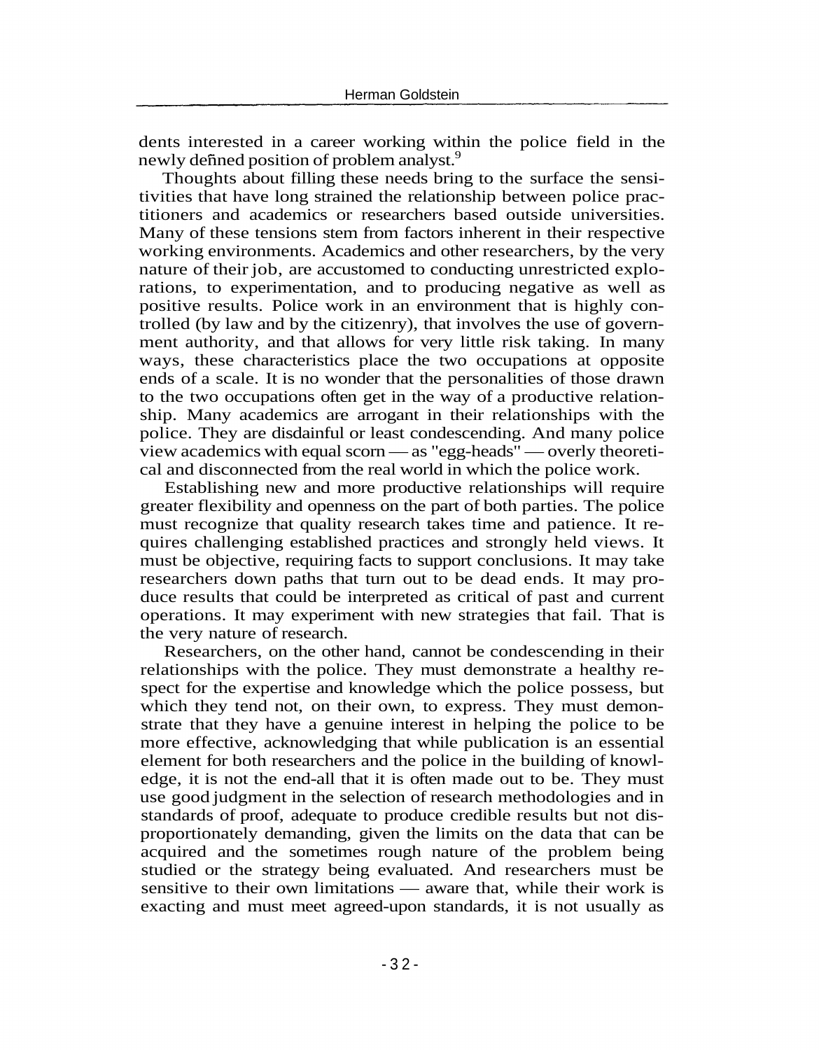dents interested in a career working within the police field in the newly defined position of problem analyst.[9]

Thoughts about filling these needs bring to the surface the sensitivities that have long strained the relationship between police practitioners and academics or researchers based outside universities. Many of these tensions stem from factors inherent in their respective working environments. Academics and other researchers, by the very nature of their job, are accustomed to conducting unrestricted explorations, to experimentation, and to producing negative as well as positive results. Police work in an environment that is highly controlled (by law and by the citizenry), that involves the use of government authority, and that allows for very little risk taking. In many ways, these characteristics place the two occupations at opposite ends of a scale. It is no wonder that the personalities of those drawn to the two occupations often get in the way of a productive relationship. Many academics are arrogant in their relationships with the police. They are disdainful or least condescending. And many police view academics with equal scorn — as "egg-heads" — overly theoretical and disconnected from the real world in which the police work.

Establishing new and more productive relationships will require greater flexibility and openness on the part of both parties. The police must recognize that quality research takes time and patience. It requires challenging established practices and strongly held views. It must be objective, requiring facts to support conclusions. It may take researchers down paths that turn out to be dead ends. It may produce results that could be interpreted as critical of past and current operations. It may experiment with new strategies that fail. That is the very nature of research.

Researchers, on the other hand, cannot be condescending in their relationships with the police. They must demonstrate a healthy respect for the expertise and knowledge which the police possess, but which they tend not, on their own, to express. They must demonstrate that they have a genuine interest in helping the police to be more effective, acknowledging that while publication is an essential element for both researchers and the police in the building of knowledge, it is not the end-all that it is often made out to be. They must use good judgment in the selection of research methodologies and in standards of proof, adequate to produce credible results but not disproportionately demanding, given the limits on the data that can be acquired and the sometimes rough nature of the problem being studied or the strategy being evaluated. And researchers must be sensitive to their own limitations — aware that, while their work is exacting and must meet agreed-upon standards, it is not usually as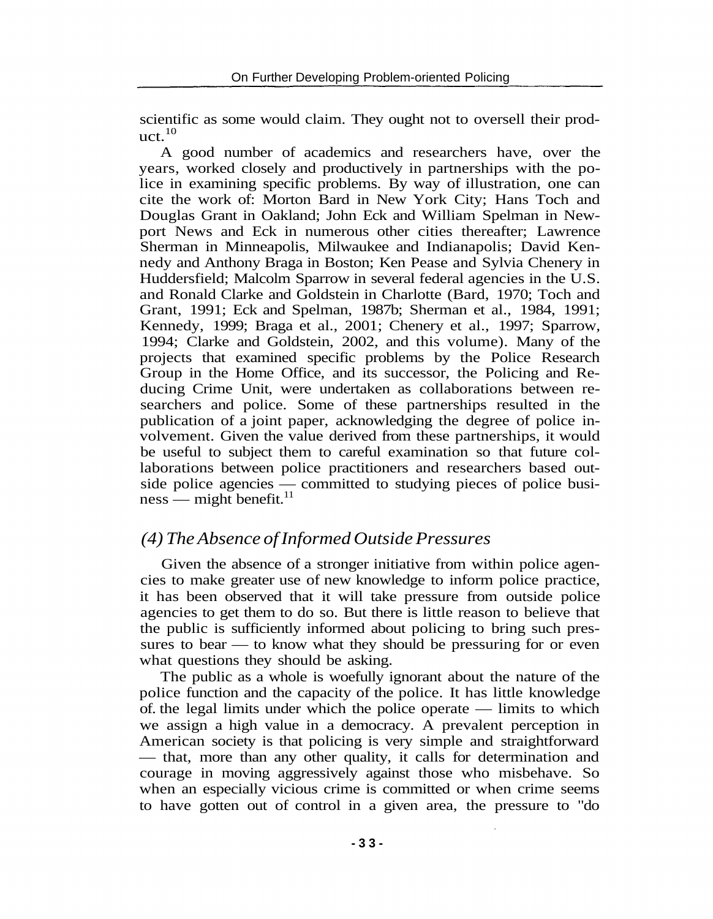scientific as some would claim. They ought not to oversell their product.[10]

A good number of academics and researchers have, over the years, worked closely and productively in partnerships with the police in examining specific problems. By way of illustration, one can cite the work of: Morton Bard in New York City; Hans Toch and Douglas Grant in Oakland; John Eck and William Spelman in Newport News and Eck in numerous other cities thereafter; Lawrence Sherman in Minneapolis, Milwaukee and Indianapolis; David Kennedy and Anthony Braga in Boston; Ken Pease and Sylvia Chenery in Huddersfield; Malcolm Sparrow in several federal agencies in the U.S. and Ronald Clarke and Goldstein in Charlotte (Bard, 1970; Toch and Grant, 1991; Eck and Spelman, 1987b; Sherman et al., 1984, 1991; Kennedy, 1999; Braga et al., 2001; Chenery et al., 1997; Sparrow, 1994; Clarke and Goldstein, 2002, and this volume). Many of the projects that examined specific problems by the Police Research Group in the Home Office, and its successor, the Policing and Reducing Crime Unit, were undertaken as collaborations between researchers and police. Some of these partnerships resulted in the publication of a joint paper, acknowledging the degree of police involvement. Given the value derived from these partnerships, it would be useful to subject them to careful examination so that future collaborations between police practitioners and researchers based outside police agencies — committed to studying pieces of police business — might benefit.[11]

## *(4) The Absence of Informed Outside Pressures*

Given the absence of a stronger initiative from within police agencies to make greater use of new knowledge to inform police practice, it has been observed that it will take pressure from outside police agencies to get them to do so. But there is little reason to believe that the public is sufficiently informed about policing to bring such pressures to bear — to know what they should be pressuring for or even what questions they should be asking.

The public as a whole is woefully ignorant about the nature of the police function and the capacity of the police. It has little knowledge of the legal limits under which the police operate — limits to which we assign a high value in a democracy. A prevalent perception in American society is that policing is very simple and straightforward — that, more than any other quality, it calls for determination and courage in moving aggressively against those who misbehave. So when an especially vicious crime is committed or when crime seems to have gotten out of control in a given area, the pressure to "do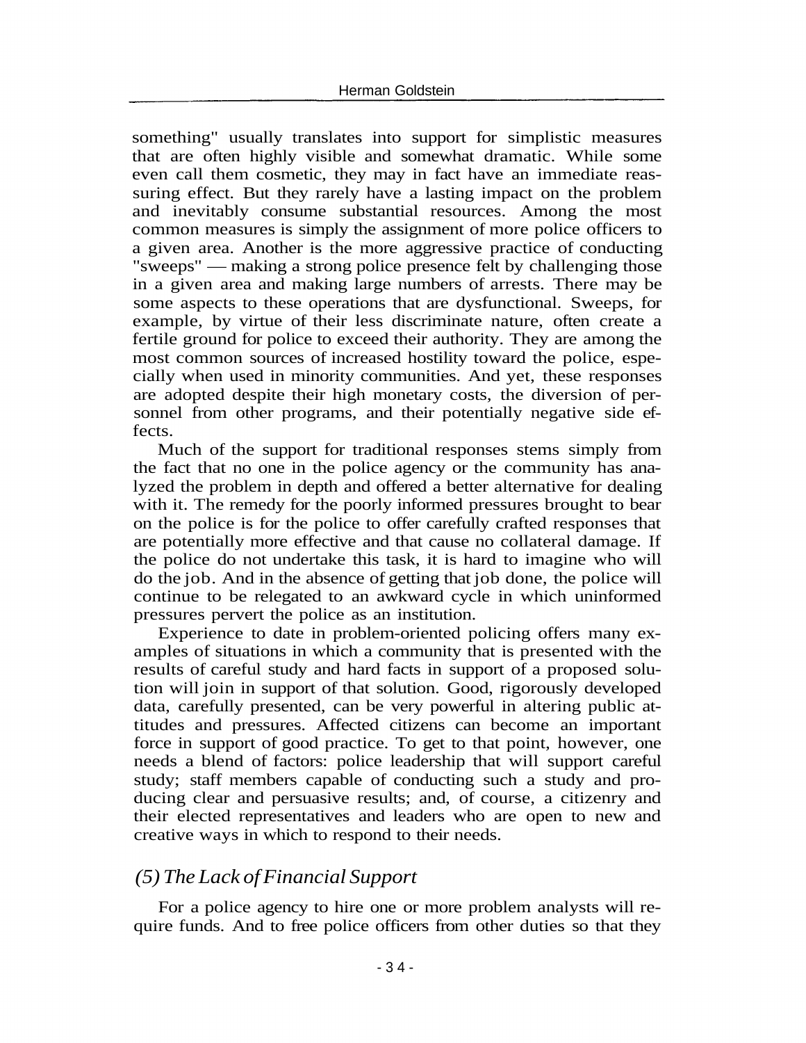something" usually translates into support for simplistic measures that are often highly visible and somewhat dramatic. While some even call them cosmetic, they may in fact have an immediate reassuring effect. But they rarely have a lasting impact on the problem and inevitably consume substantial resources. Among the most common measures is simply the assignment of more police officers to a given area. Another is the more aggressive practice of conducting "sweeps" — making a strong police presence felt by challenging those in a given area and making large numbers of arrests. There may be some aspects to these operations that are dysfunctional. Sweeps, for example, by virtue of their less discriminate nature, often create a fertile ground for police to exceed their authority. They are among the most common sources of increased hostility toward the police, especially when used in minority communities. And yet, these responses are adopted despite their high monetary costs, the diversion of personnel from other programs, and their potentially negative side effects.

Much of the support for traditional responses stems simply from the fact that no one in the police agency or the community has analyzed the problem in depth and offered a better alternative for dealing with it. The remedy for the poorly informed pressures brought to bear on the police is for the police to offer carefully crafted responses that are potentially more effective and that cause no collateral damage. If the police do not undertake this task, it is hard to imagine who will do the job. And in the absence of getting that job done, the police will continue to be relegated to an awkward cycle in which uninformed pressures pervert the police as an institution.

Experience to date in problem-oriented policing offers many examples of situations in which a community that is presented with the results of careful study and hard facts in support of a proposed solution will join in support of that solution. Good, rigorously developed data, carefully presented, can be very powerful in altering public attitudes and pressures. Affected citizens can become an important force in support of good practice. To get to that point, however, one needs a blend of factors: police leadership that will support careful study; staff members capable of conducting such a study and producing clear and persuasive results; and, of course, a citizenry and their elected representatives and leaders who are open to new and creative ways in which to respond to their needs.

## *(5) The Lack of Financial Support*

For a police agency to hire one or more problem analysts will require funds. And to free police officers from other duties so that they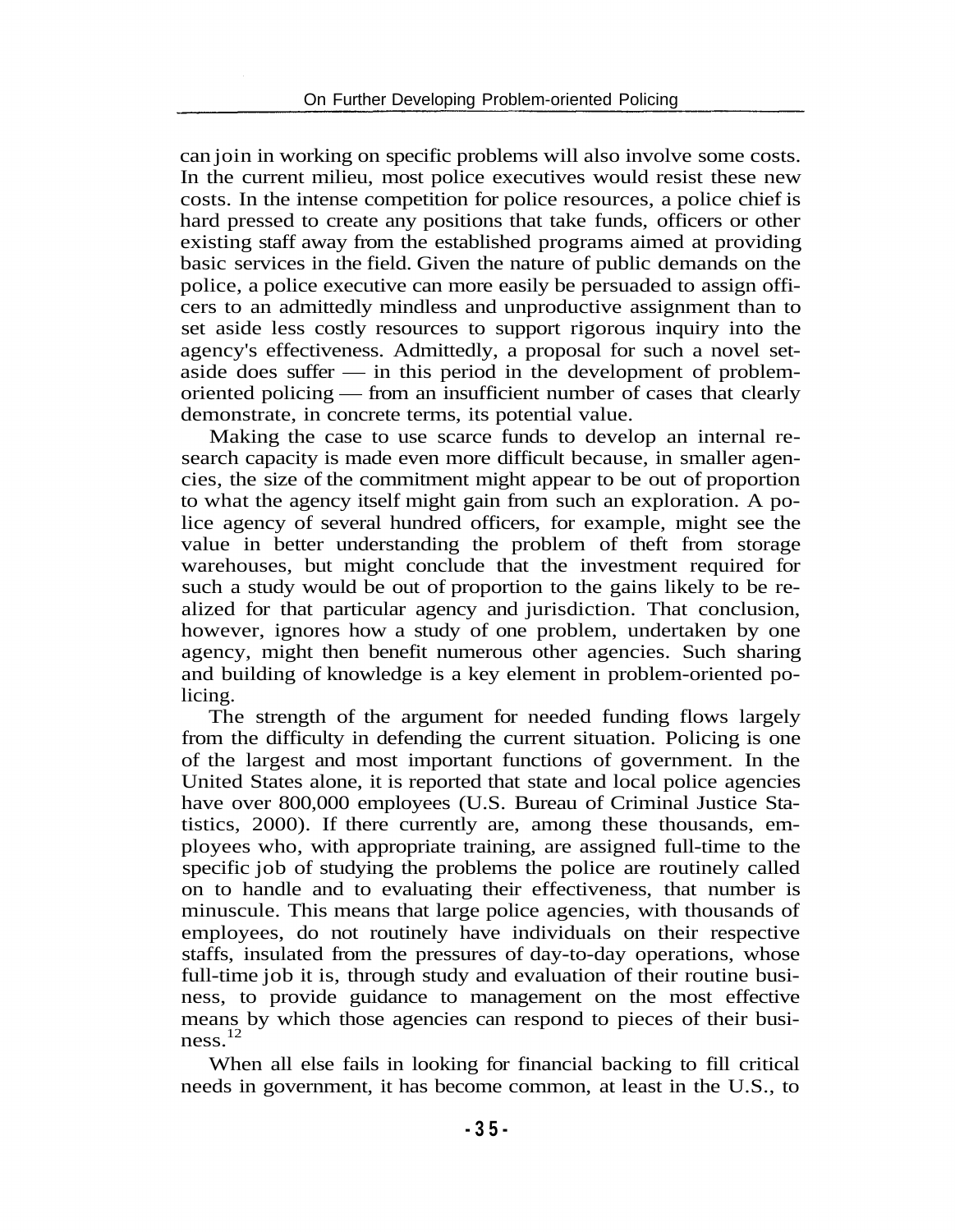can join in working on specific problems will also involve some costs. In the current milieu, most police executives would resist these new costs. In the intense competition for police resources, a police chief is hard pressed to create any positions that take funds, officers or other existing staff away from the established programs aimed at providing basic services in the field. Given the nature of public demands on the police, a police executive can more easily be persuaded to assign officers to an admittedly mindless and unproductive assignment than to set aside less costly resources to support rigorous inquiry into the agency's effectiveness. Admittedly, a proposal for such a novel set-aside does suffer — in this period in the development of problem-oriented policing — from an insufficient number of cases that clearly demonstrate, in concrete terms, its potential value.

Making the case to use scarce funds to develop an internal research capacity is made even more difficult because, in smaller agencies, the size of the commitment might appear to be out of proportion to what the agency itself might gain from such an exploration. A police agency of several hundred officers, for example, might see the value in better understanding the problem of theft from storage warehouses, but might conclude that the investment required for such a study would be out of proportion to the gains likely to be realized for that particular agency and jurisdiction. That conclusion, however, ignores how a study of one problem, undertaken by one agency, might then benefit numerous other agencies. Such sharing and building of knowledge is a key element in problem-oriented policing.

The strength of the argument for needed funding flows largely from the difficulty in defending the current situation. Policing is one of the largest and most important functions of government. In the United States alone, it is reported that state and local police agencies have over 800,000 employees (U.S. Bureau of Criminal Justice Statistics, 2000). If there currently are, among these thousands, employees who, with appropriate training, are assigned full-time to the specific job of studying the problems the police are routinely called on to handle and to evaluating their effectiveness, that number is minuscule. This means that large police agencies, with thousands of employees, do not routinely have individuals on their respective staffs, insulated from the pressures of day-to-day operations, whose full-time job it is, through study and evaluation of their routine business, to provide guidance to management on the most effective means by which those agencies can respond to pieces of their business.[12]

When all else fails in looking for financial backing to fill critical needs in government, it has become common, at least in the U.S., to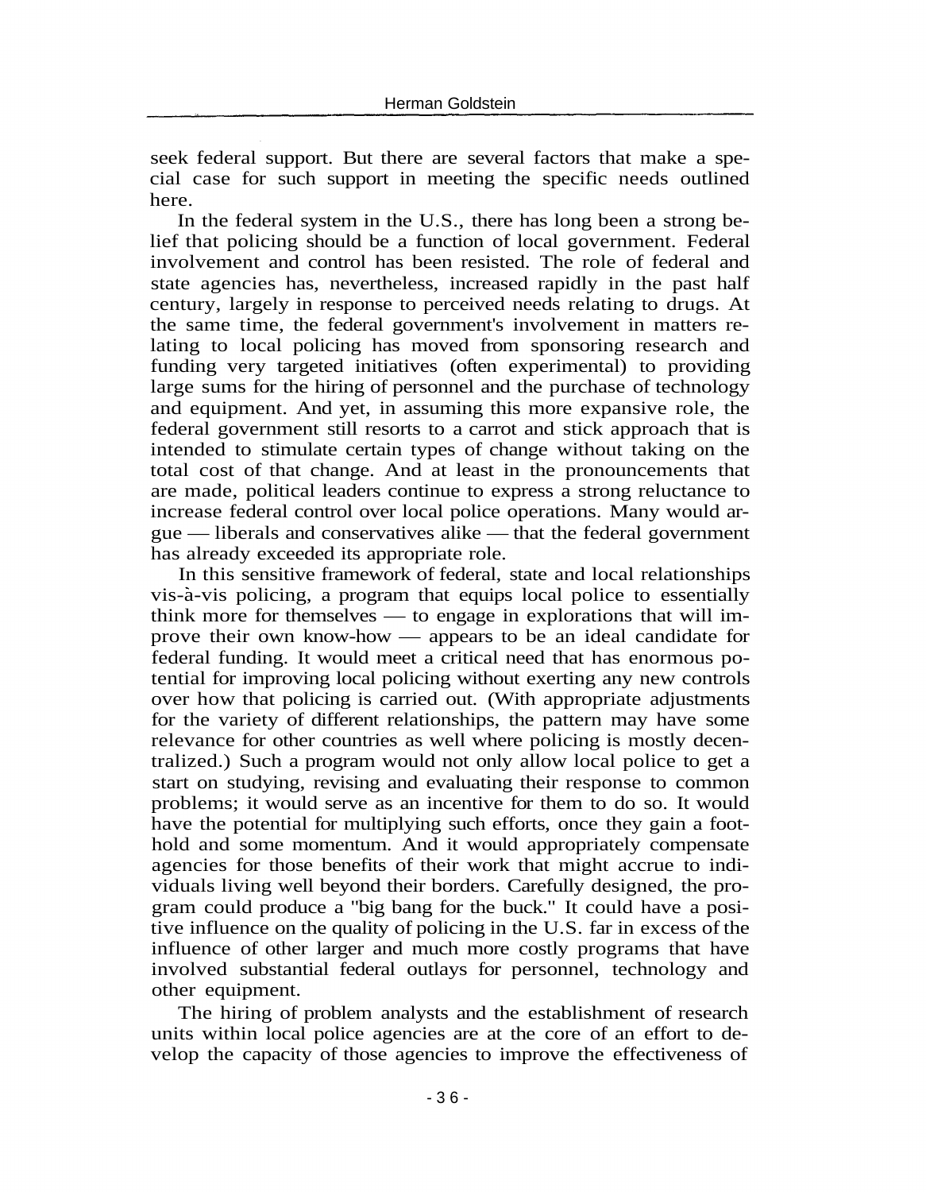seek federal support. But there are several factors that make a special case for such support in meeting the specific needs outlined here.

In the federal system in the U.S., there has long been a strong belief that policing should be a function of local government. Federal involvement and control has been resisted. The role of federal and state agencies has, nevertheless, increased rapidly in the past half century, largely in response to perceived needs relating to drugs. At the same time, the federal government's involvement in matters relating to local policing has moved from sponsoring research and funding very targeted initiatives (often experimental) to providing large sums for the hiring of personnel and the purchase of technology and equipment. And yet, in assuming this more expansive role, the federal government still resorts to a carrot and stick approach that is intended to stimulate certain types of change without taking on the total cost of that change. And at least in the pronouncements that are made, political leaders continue to express a strong reluctance to increase federal control over local police operations. Many would argue — liberals and conservatives alike — that the federal government has already exceeded its appropriate role.

In this sensitive framework of federal, state and local relationships vis-à-vis policing, a program that equips local police to essentially think more for themselves — to engage in explorations that will improve their own know-how — appears to be an ideal candidate for federal funding. It would meet a critical need that has enormous potential for improving local policing without exerting any new controls over how that policing is carried out. (With appropriate adjustments for the variety of different relationships, the pattern may have some relevance for other countries as well where policing is mostly decentralized.) Such a program would not only allow local police to get a start on studying, revising and evaluating their response to common problems; it would serve as an incentive for them to do so. It would have the potential for multiplying such efforts, once they gain a foothold and some momentum. And it would appropriately compensate agencies for those benefits of their work that might accrue to individuals living well beyond their borders. Carefully designed, the program could produce a "big bang for the buck." It could have a positive influence on the quality of policing in the U.S. far in excess of the influence of other larger and much more costly programs that have involved substantial federal outlays for personnel, technology and other equipment.

The hiring of problem analysts and the establishment of research units within local police agencies are at the core of an effort to develop the capacity of those agencies to improve the effectiveness of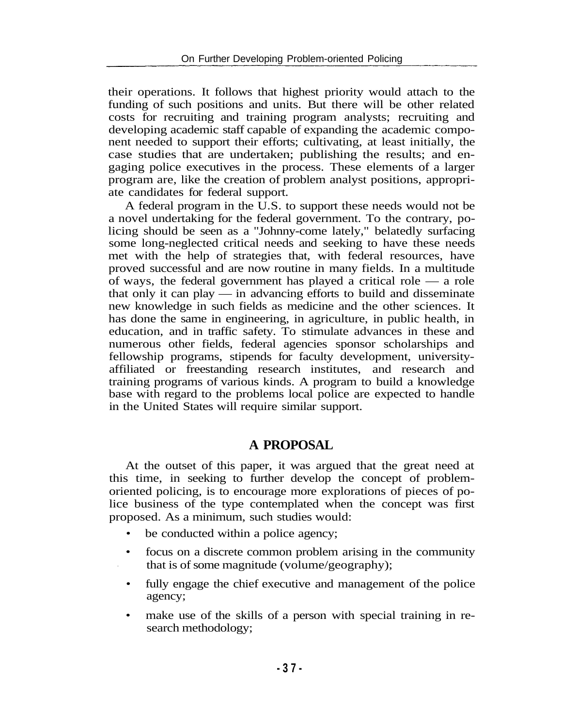their operations. It follows that highest priority would attach to the funding of such positions and units. But there will be other related costs for recruiting and training program analysts; recruiting and developing academic staff capable of expanding the academic component needed to support their efforts; cultivating, at least initially, the case studies that are undertaken; publishing the results; and engaging police executives in the process. These elements of a larger program are, like the creation of problem analyst positions, appropriate candidates for federal support.

A federal program in the U.S. to support these needs would not be a novel undertaking for the federal government. To the contrary, policing should be seen as a "Johnny-come lately," belatedly surfacing some long-neglected critical needs and seeking to have these needs met with the help of strategies that, with federal resources, have proved successful and are now routine in many fields. In a multitude of ways, the federal government has played a critical role — a role that only it can play — in advancing efforts to build and disseminate new knowledge in such fields as medicine and the other sciences. It has done the same in engineering, in agriculture, in public health, in education, and in traffic safety. To stimulate advances in these and numerous other fields, federal agencies sponsor scholarships and fellowship programs, stipends for faculty development, university-affiliated or freestanding research institutes, and research and training programs of various kinds. A program to build a knowledge base with regard to the problems local police are expected to handle in the United States will require similar support.

## A PROPOSAL

At the outset of this paper, it was argued that the great need at this time, in seeking to further develop the concept of problem-oriented policing, is to encourage more explorations of pieces of police business of the type contemplated when the concept was first proposed. As a minimum, such studies would:

- be conducted within a police agency;
- focus on a discrete common problem arising in the community that is of some magnitude (volume/geography);
- fully engage the chief executive and management of the police agency;
- make use of the skills of a person with special training in research methodology;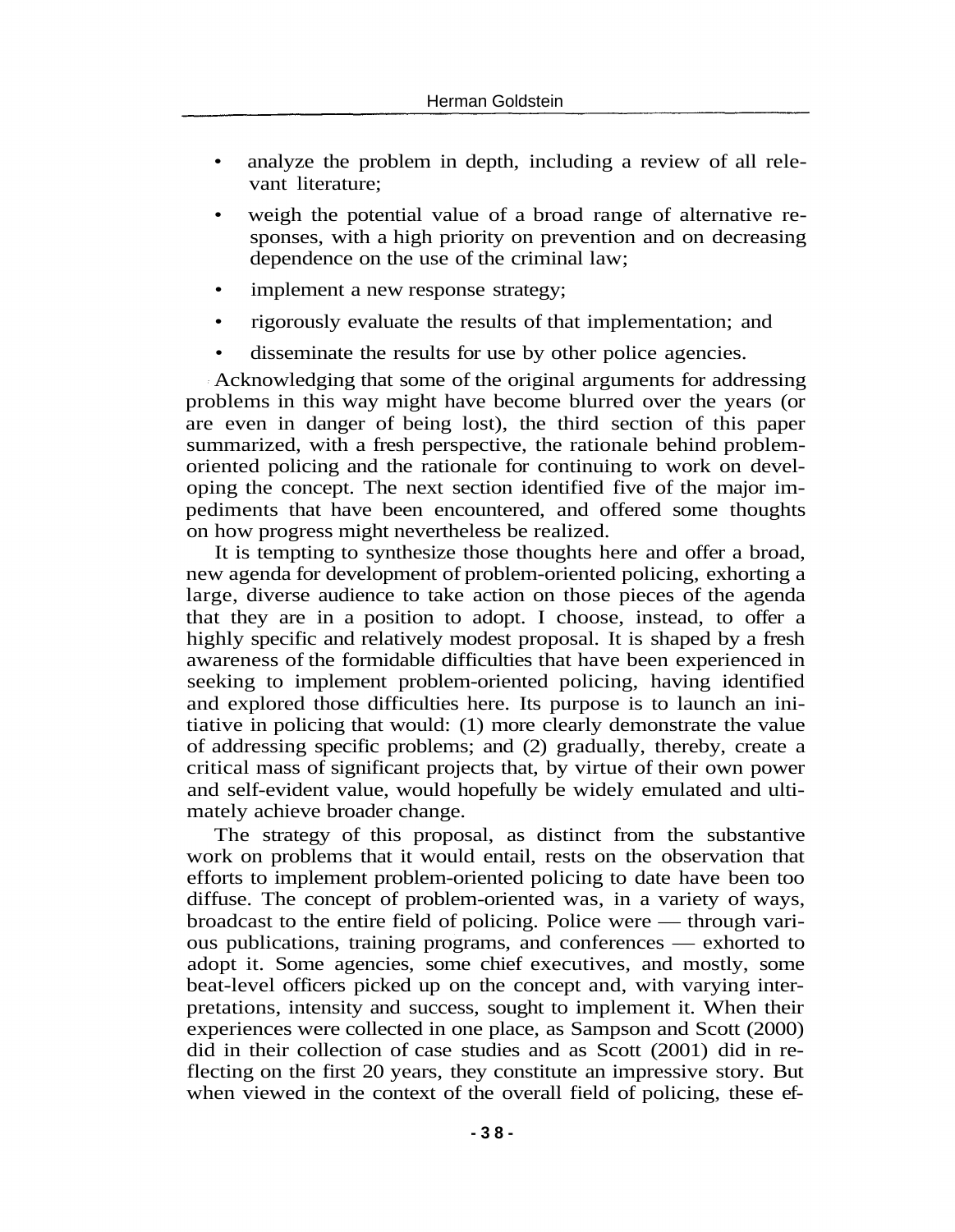- analyze the problem in depth, including a review of all relevant literature;
- weigh the potential value of a broad range of alternative responses, with a high priority on prevention and on decreasing dependence on the use of the criminal law;
- implement a new response strategy;
- rigorously evaluate the results of that implementation; and
- disseminate the results for use by other police agencies.

Acknowledging that some of the original arguments for addressing problems in this way might have become blurred over the years (or are even in danger of being lost), the third section of this paper summarized, with a fresh perspective, the rationale behind problem-oriented policing and the rationale for continuing to work on developing the concept. The next section identified five of the major impediments that have been encountered, and offered some thoughts on how progress might nevertheless be realized.

It is tempting to synthesize those thoughts here and offer a broad, new agenda for development of problem-oriented policing, exhorting a large, diverse audience to take action on those pieces of the agenda that they are in a position to adopt. I choose, instead, to offer a highly specific and relatively modest proposal. It is shaped by a fresh awareness of the formidable difficulties that have been experienced in seeking to implement problem-oriented policing, having identified and explored those difficulties here. Its purpose is to launch an initiative in policing that would: (1) more clearly demonstrate the value of addressing specific problems; and (2) gradually, thereby, create a critical mass of significant projects that, by virtue of their own power and self-evident value, would hopefully be widely emulated and ultimately achieve broader change.

The strategy of this proposal, as distinct from the substantive work on problems that it would entail, rests on the observation that efforts to implement problem-oriented policing to date have been too diffuse. The concept of problem-oriented was, in a variety of ways, broadcast to the entire field of policing. Police were — through various publications, training programs, and conferences — exhorted to adopt it. Some agencies, some chief executives, and mostly, some beat-level officers picked up on the concept and, with varying interpretations, intensity and success, sought to implement it. When their experiences were collected in one place, as Sampson and Scott (2000) did in their collection of case studies and as Scott (2001) did in reflecting on the first 20 years, they constitute an impressive story. But when viewed in the context of the overall field of policing, these ef-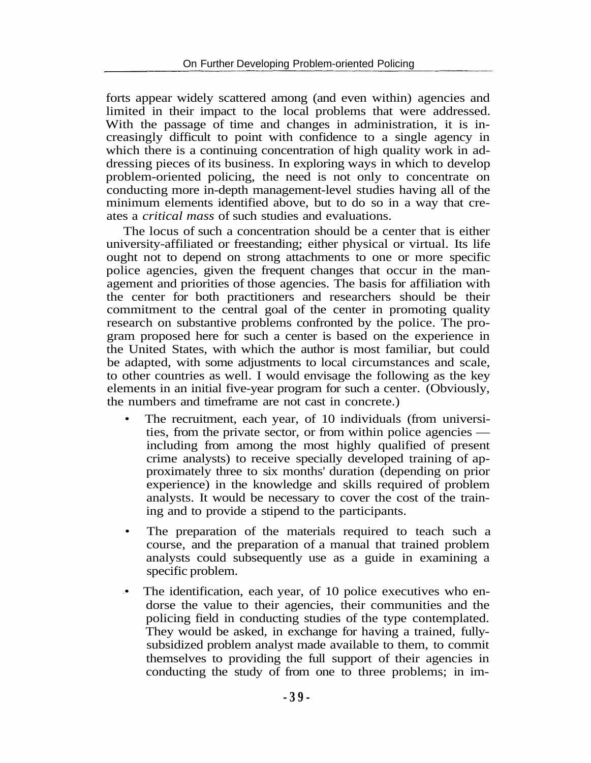forts appear widely scattered among (and even within) agencies and limited in their impact to the local problems that were addressed. With the passage of time and changes in administration, it is increasingly difficult to point with confidence to a single agency in which there is a continuing concentration of high quality work in addressing pieces of its business. In exploring ways in which to develop problem-oriented policing, the need is not only to concentrate on conducting more in-depth management-level studies having all of the minimum elements identified above, but to do so in a way that creates a *critical mass* of such studies and evaluations.

The locus of such a concentration should be a center that is either university-affiliated or freestanding; either physical or virtual. Its life ought not to depend on strong attachments to one or more specific police agencies, given the frequent changes that occur in the management and priorities of those agencies. The basis for affiliation with the center for both practitioners and researchers should be their commitment to the central goal of the center in promoting quality research on substantive problems confronted by the police. The program proposed here for such a center is based on the experience in the United States, with which the author is most familiar, but could be adapted, with some adjustments to local circumstances and scale, to other countries as well. I would envisage the following as the key elements in an initial five-year program for such a center. (Obviously, the numbers and timeframe are not cast in concrete.)

- The recruitment, each year, of 10 individuals (from universities, from the private sector, or from within police agencies — including from among the most highly qualified of present crime analysts) to receive specially developed training of approximately three to six months' duration (depending on prior experience) in the knowledge and skills required of problem analysts. It would be necessary to cover the cost of the training and to provide a stipend to the participants.
- The preparation of the materials required to teach such a course, and the preparation of a manual that trained problem analysts could subsequently use as a guide in examining a specific problem.
- The identification, each year, of 10 police executives who endorse the value to their agencies, their communities and the policing field in conducting studies of the type contemplated. They would be asked, in exchange for having a trained, fully-subsidized problem analyst made available to them, to commit themselves to providing the full support of their agencies in conducting the study of from one to three problems; in im-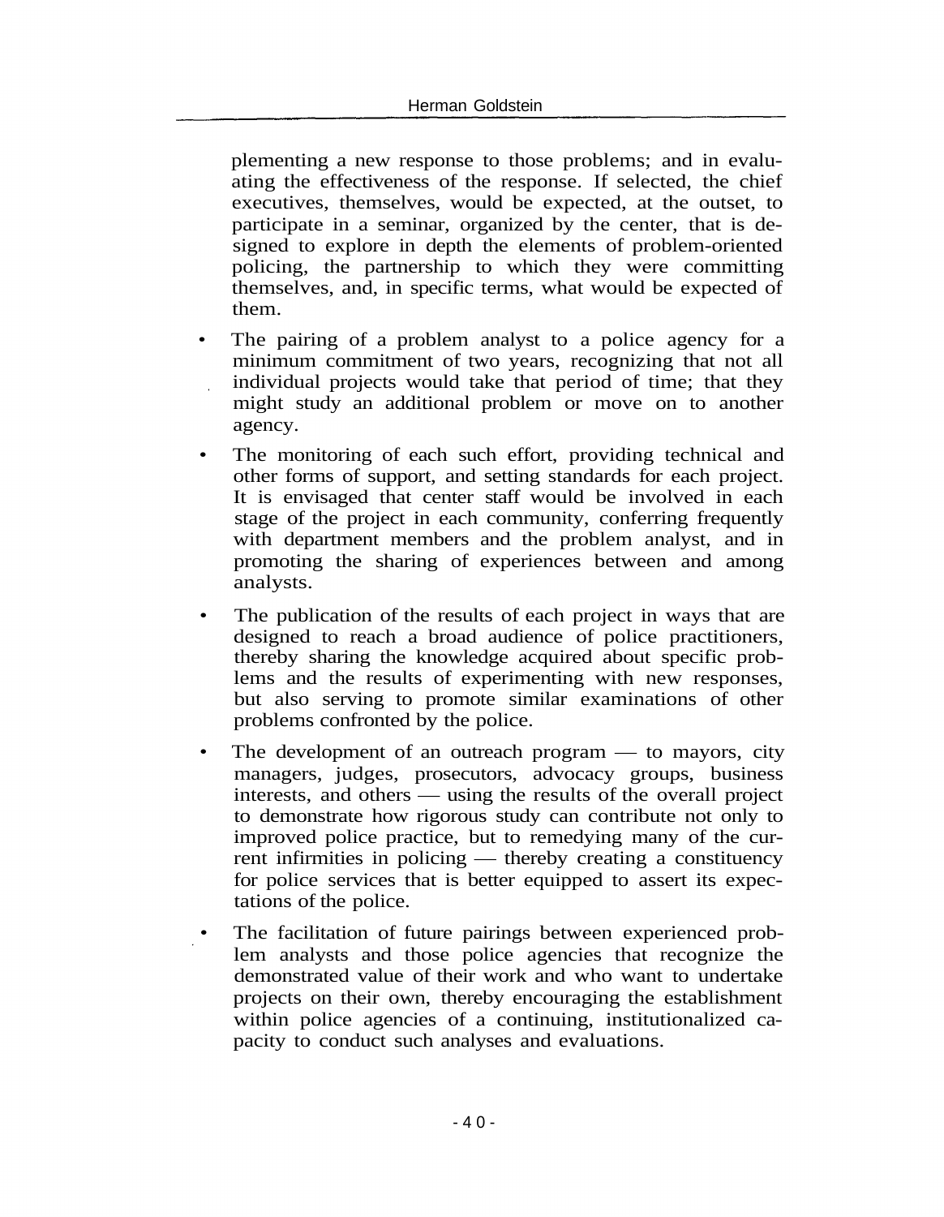plementing a new response to those problems; and in evaluating the effectiveness of the response. If selected, the chief executives, themselves, would be expected, at the outset, to participate in a seminar, organized by the center, that is designed to explore in depth the elements of problem-oriented policing, the partnership to which they were committing themselves, and, in specific terms, what would be expected of them.

- The pairing of a problem analyst to a police agency for a minimum commitment of two years, recognizing that not all individual projects would take that period of time; that they might study an additional problem or move on to another agency.
- The monitoring of each such effort, providing technical and other forms of support, and setting standards for each project. It is envisaged that center staff would be involved in each stage of the project in each community, conferring frequently with department members and the problem analyst, and in promoting the sharing of experiences between and among analysts.
- The publication of the results of each project in ways that are designed to reach a broad audience of police practitioners, thereby sharing the knowledge acquired about specific problems and the results of experimenting with new responses, but also serving to promote similar examinations of other problems confronted by the police.
- The development of an outreach program — to mayors, city managers, judges, prosecutors, advocacy groups, business interests, and others — using the results of the overall project to demonstrate how rigorous study can contribute not only to improved police practice, but to remedying many of the current infirmities in policing — thereby creating a constituency for police services that is better equipped to assert its expectations of the police.
- The facilitation of future pairings between experienced problem analysts and those police agencies that recognize the demonstrated value of their work and who want to undertake projects on their own, thereby encouraging the establishment within police agencies of a continuing, institutionalized capacity to conduct such analyses and evaluations.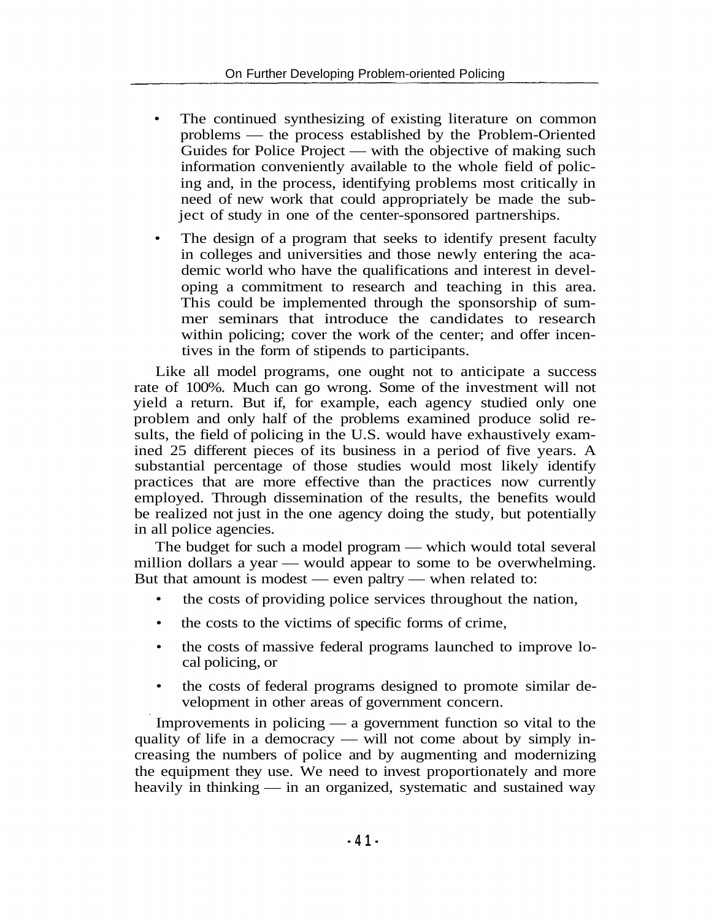- The continued synthesizing of existing literature on common problems — the process established by the Problem-Oriented Guides for Police Project — with the objective of making such information conveniently available to the whole field of policing and, in the process, identifying problems most critically in need of new work that could appropriately be made the subject of study in one of the center-sponsored partnerships.
- The design of a program that seeks to identify present faculty in colleges and universities and those newly entering the academic world who have the qualifications and interest in developing a commitment to research and teaching in this area. This could be implemented through the sponsorship of summer seminars that introduce the candidates to research within policing; cover the work of the center; and offer incentives in the form of stipends to participants.

Like all model programs, one ought not to anticipate a success rate of 100%. Much can go wrong. Some of the investment will not yield a return. But if, for example, each agency studied only one problem and only half of the problems examined produce solid results, the field of policing in the U.S. would have exhaustively examined 25 different pieces of its business in a period of five years. A substantial percentage of those studies would most likely identify practices that are more effective than the practices now currently employed. Through dissemination of the results, the benefits would be realized not just in the one agency doing the study, but potentially in all police agencies.

The budget for such a model program — which would total several million dollars a year — would appear to some to be overwhelming. But that amount is modest — even paltry — when related to:

- the costs of providing police services throughout the nation,
- the costs to the victims of specific forms of crime,
- the costs of massive federal programs launched to improve local policing, or
- the costs of federal programs designed to promote similar development in other areas of government concern.

Improvements in policing — a government function so vital to the quality of life in a democracy — will not come about by simply increasing the numbers of police and by augmenting and modernizing the equipment they use. We need to invest proportionately and more heavily in thinking — in an organized, systematic and sustained way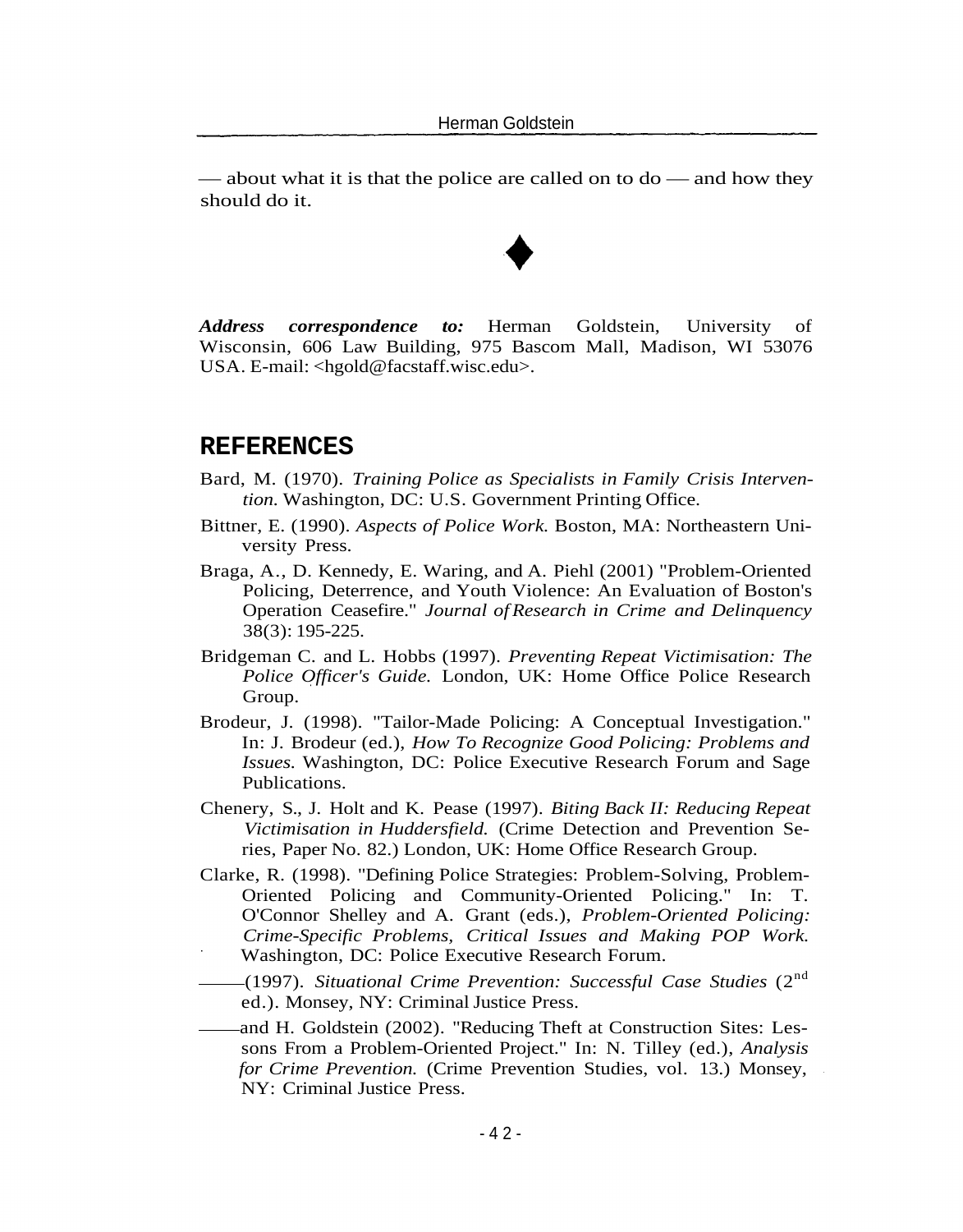— about what it is that the police are called on to do — and how they should do it.

♦

***Address correspondence to:*** Herman Goldstein, University of Wisconsin, 606 Law Building, 975 Bascom Mall, Madison, WI 53076 USA. E-mail: <hgold@facstaff.wisc.edu>.

## REFERENCES

Bard, M. (1970). *Training Police as Specialists in Family Crisis Intervention.* Washington, DC: U.S. Government Printing Office.

Bittner, E. (1990). *Aspects of Police Work.* Boston, MA: Northeastern University Press.

Braga, A., D. Kennedy, E. Waring, and A. Piehl (2001) "Problem-Oriented Policing, Deterrence, and Youth Violence: An Evaluation of Boston's Operation Ceasefire." *Journal of Research in Crime and Delinquency* 38(3): 195-225.

Bridgeman C. and L. Hobbs (1997). *Preventing Repeat Victimisation: The Police Officer's Guide.* London, UK: Home Office Police Research Group.

Brodeur, J. (1998). "Tailor-Made Policing: A Conceptual Investigation." In: J. Brodeur (ed.), *How To Recognize Good Policing: Problems and Issues.* Washington, DC: Police Executive Research Forum and Sage Publications.

Chenery, S., J. Holt and K. Pease (1997). *Biting Back II: Reducing Repeat Victimisation in Huddersfield.* (Crime Detection and Prevention Series, Paper No. 82.) London, UK: Home Office Research Group.

Clarke, R. (1998). "Defining Police Strategies: Problem-Solving, Problem-Oriented Policing and Community-Oriented Policing." In: T. O'Connor Shelley and A. Grant (eds.), *Problem-Oriented Policing: Crime-Specific Problems, Critical Issues and Making POP Work.* Washington, DC: Police Executive Research Forum.

——(1997). *Situational Crime Prevention: Successful Case Studies* (2nd ed.). Monsey, NY: Criminal Justice Press.

——and H. Goldstein (2002). "Reducing Theft at Construction Sites: Lessons From a Problem-Oriented Project." In: N. Tilley (ed.), *Analysis for Crime Prevention.* (Crime Prevention Studies, vol. 13.) Monsey, NY: Criminal Justice Press.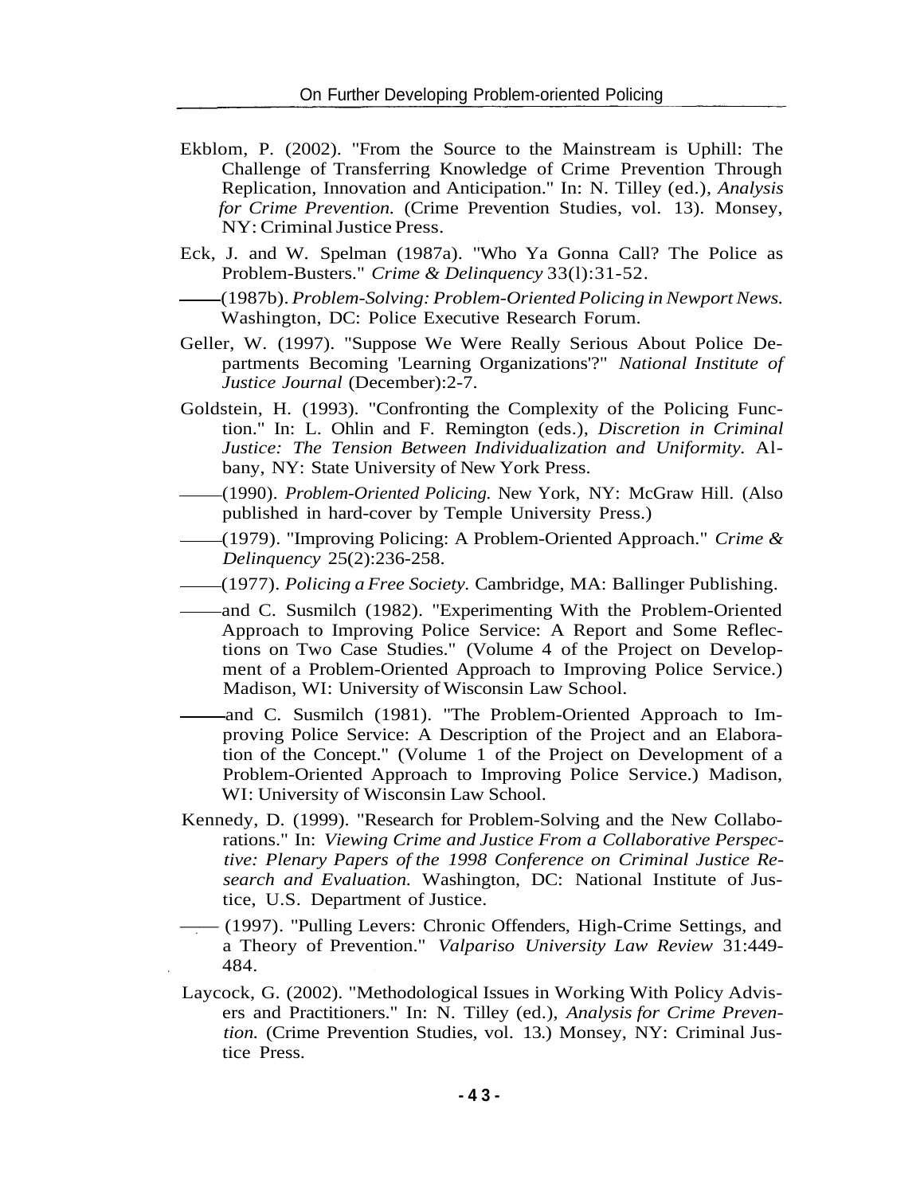Ekblom, P. (2002). "From the Source to the Mainstream is Uphill: The Challenge of Transferring Knowledge of Crime Prevention Through Replication, Innovation and Anticipation." In: N. Tilley (ed.), *Analysis for Crime Prevention.* (Crime Prevention Studies, vol. 13). Monsey, NY: Criminal Justice Press.

Eck, J. and W. Spelman (1987a). "Who Ya Gonna Call? The Police as Problem-Busters." *Crime & Delinquency* 33(l):31-52.

——(1987b). *Problem-Solving: Problem-Oriented Policing in Newport News.* Washington, DC: Police Executive Research Forum.

Geller, W. (1997). "Suppose We Were Really Serious About Police Departments Becoming 'Learning Organizations'?" *National Institute of Justice Journal* (December):2-7.

Goldstein, H. (1993). "Confronting the Complexity of the Policing Function." In: L. Ohlin and F. Remington (eds.), *Discretion in Criminal Justice: The Tension Between Individualization and Uniformity.* Albany, NY: State University of New York Press.

——(1990). *Problem-Oriented Policing.* New York, NY: McGraw Hill. (Also published in hard-cover by Temple University Press.)

——(1979). "Improving Policing: A Problem-Oriented Approach." *Crime & Delinquency* 25(2):236-258.

——(1977). *Policing a Free Society.* Cambridge, MA: Ballinger Publishing.

——and C. Susmilch (1982). "Experimenting With the Problem-Oriented Approach to Improving Police Service: A Report and Some Reflections on Two Case Studies." (Volume 4 of the Project on Development of a Problem-Oriented Approach to Improving Police Service.) Madison, WI: University of Wisconsin Law School.

——and C. Susmilch (1981). "The Problem-Oriented Approach to Improving Police Service: A Description of the Project and an Elaboration of the Concept." (Volume 1 of the Project on Development of a Problem-Oriented Approach to Improving Police Service.) Madison, WI: University of Wisconsin Law School.

Kennedy, D. (1999). "Research for Problem-Solving and the New Collaborations." In: *Viewing Crime and Justice From a Collaborative Perspective: Plenary Papers of the 1998 Conference on Criminal Justice Research and Evaluation.* Washington, DC: National Institute of Justice, U.S. Department of Justice.

—— (1997). "Pulling Levers: Chronic Offenders, High-Crime Settings, and a Theory of Prevention." *Valparaiso University Law Review* 31:449-484.

Laycock, G. (2002). "Methodological Issues in Working With Policy Advisers and Practitioners." In: N. Tilley (ed.), *Analysis for Crime Prevention.* (Crime Prevention Studies, vol. 13.) Monsey, NY: Criminal Justice Press.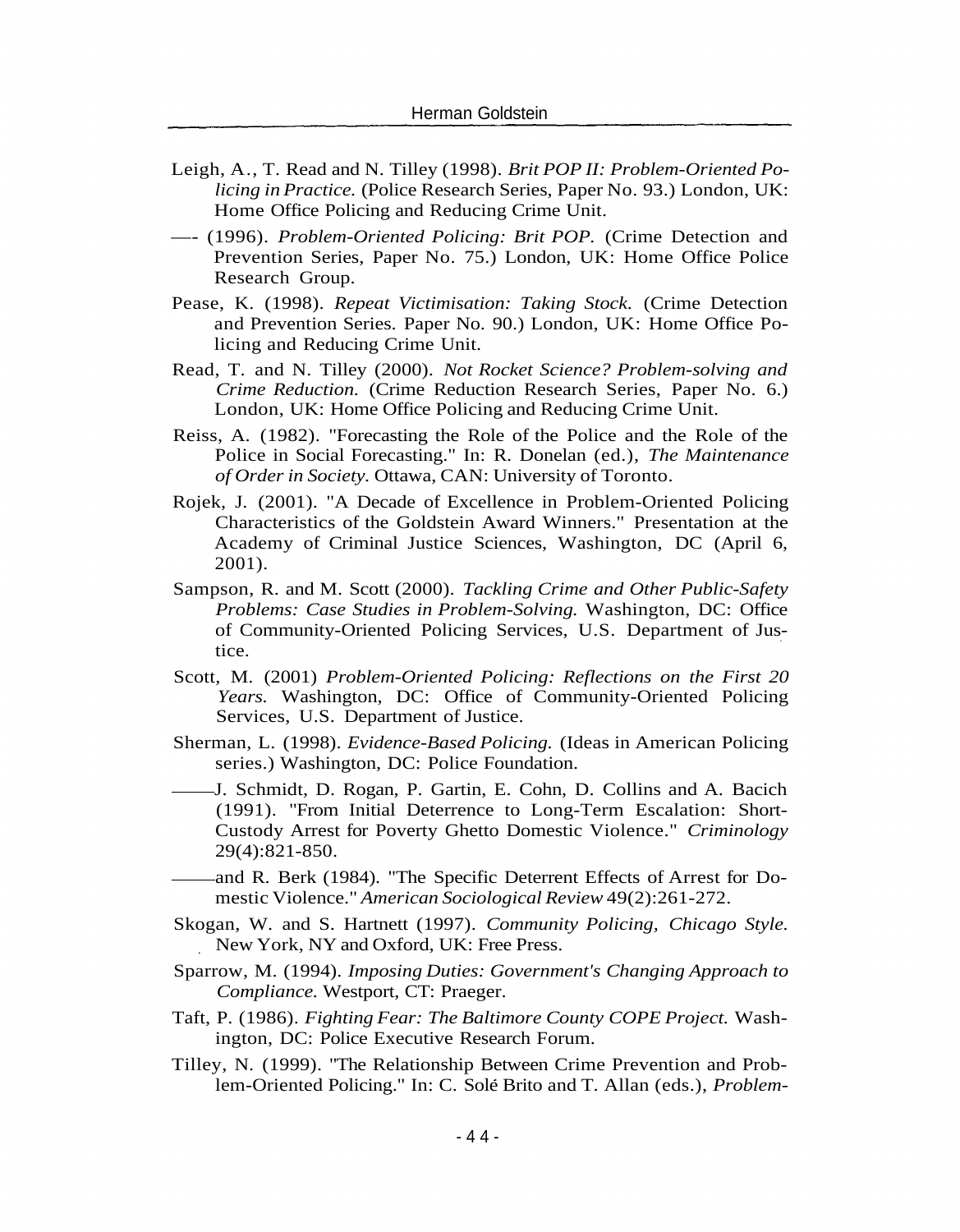Leigh, A., T. Read and N. Tilley (1998). *Brit POP II: Problem-Oriented Policing in Practice.* (Police Research Series, Paper No. 93.) London, UK: Home Office Policing and Reducing Crime Unit.

—- (1996). *Problem-Oriented Policing: Brit POP.* (Crime Detection and Prevention Series, Paper No. 75.) London, UK: Home Office Police Research Group.

Pease, K. (1998). *Repeat Victimisation: Taking Stock.* (Crime Detection and Prevention Series. Paper No. 90.) London, UK: Home Office Policing and Reducing Crime Unit.

Read, T. and N. Tilley (2000). *Not Rocket Science? Problem-solving and Crime Reduction.* (Crime Reduction Research Series, Paper No. 6.) London, UK: Home Office Policing and Reducing Crime Unit.

Reiss, A. (1982). "Forecasting the Role of the Police and the Role of the Police in Social Forecasting." In: R. Donelan (ed.), *The Maintenance of Order in Society.* Ottawa, CAN: University of Toronto.

Rojek, J. (2001). "A Decade of Excellence in Problem-Oriented Policing Characteristics of the Goldstein Award Winners." Presentation at the Academy of Criminal Justice Sciences, Washington, DC (April 6, 2001).

Sampson, R. and M. Scott (2000). *Tackling Crime and Other Public-Safety Problems: Case Studies in Problem-Solving.* Washington, DC: Office of Community-Oriented Policing Services, U.S. Department of Justice.

Scott, M. (2001) *Problem-Oriented Policing: Reflections on the First 20 Years.* Washington, DC: Office of Community-Oriented Policing Services, U.S. Department of Justice.

Sherman, L. (1998). *Evidence-Based Policing.* (Ideas in American Policing series.) Washington, DC: Police Foundation.

——J. Schmidt, D. Rogan, P. Gartin, E. Cohn, D. Collins and A. Bacich (1991). "From Initial Deterrence to Long-Term Escalation: Short-Custody Arrest for Poverty Ghetto Domestic Violence." *Criminology* 29(4):821-850.

——and R. Berk (1984). "The Specific Deterrent Effects of Arrest for Domestic Violence." *American Sociological Review* 49(2):261-272.

Skogan, W. and S. Hartnett (1997). *Community Policing, Chicago Style.* New York, NY and Oxford, UK: Free Press.

Sparrow, M. (1994). *Imposing Duties: Government's Changing Approach to Compliance.* Westport, CT: Praeger.

Taft, P. (1986). *Fighting Fear: The Baltimore County COPE Project.* Washington, DC: Police Executive Research Forum.

Tilley, N. (1999). "The Relationship Between Crime Prevention and Problem-Oriented Policing." In: C. Solé Brito and T. Allan (eds.), *Problem-*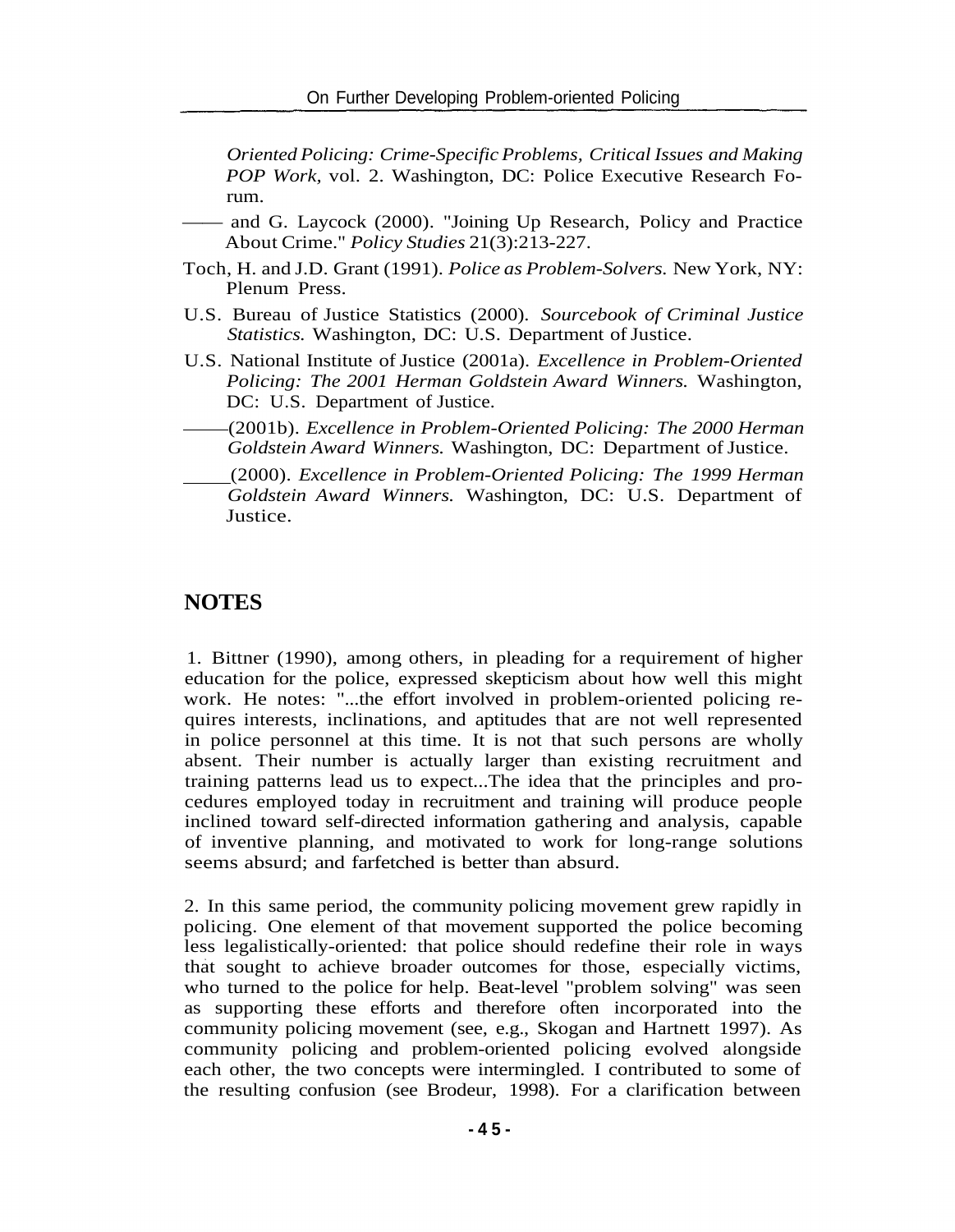*Oriented Policing: Crime-Specific Problems, Critical Issues and Making POP Work,* vol. 2. Washington, DC: Police Executive Research Forum.

—— and G. Laycock (2000). "Joining Up Research, Policy and Practice About Crime." *Policy Studies* 21(3):213-227.

Toch, H. and J.D. Grant (1991). *Police as Problem-Solvers.* New York, NY: Plenum Press.

U.S. Bureau of Justice Statistics (2000). *Sourcebook of Criminal Justice Statistics.* Washington, DC: U.S. Department of Justice.

U.S. National Institute of Justice (2001a). *Excellence in Problem-Oriented Policing: The 2001 Herman Goldstein Award Winners.* Washington, DC: U.S. Department of Justice.

——(2001b). *Excellence in Problem-Oriented Policing: The 2000 Herman Goldstein Award Winners.* Washington, DC: Department of Justice.

____(2000). *Excellence in Problem-Oriented Policing: The 1999 Herman Goldstein Award Winners.* Washington, DC: U.S. Department of Justice.

## NOTES

1. Bittner (1990), among others, in pleading for a requirement of higher education for the police, expressed skepticism about how well this might work. He notes: "...the effort involved in problem-oriented policing requires interests, inclinations, and aptitudes that are not well represented in police personnel at this time. It is not that such persons are wholly absent. Their number is actually larger than existing recruitment and training patterns lead us to expect...The idea that the principles and procedures employed today in recruitment and training will produce people inclined toward self-directed information gathering and analysis, capable of inventive planning, and motivated to work for long-range solutions seems absurd; and farfetched is better than absurd.

2. In this same period, the community policing movement grew rapidly in policing. One element of that movement supported the police becoming less legalistically-oriented: that police should redefine their role in ways that sought to achieve broader outcomes for those, especially victims, who turned to the police for help. Beat-level "problem solving" was seen as supporting these efforts and therefore often incorporated into the community policing movement (see, e.g., Skogan and Hartnett 1997). As community policing and problem-oriented policing evolved alongside each other, the two concepts were intermingled. I contributed to some of the resulting confusion (see Brodeur, 1998). For a clarification between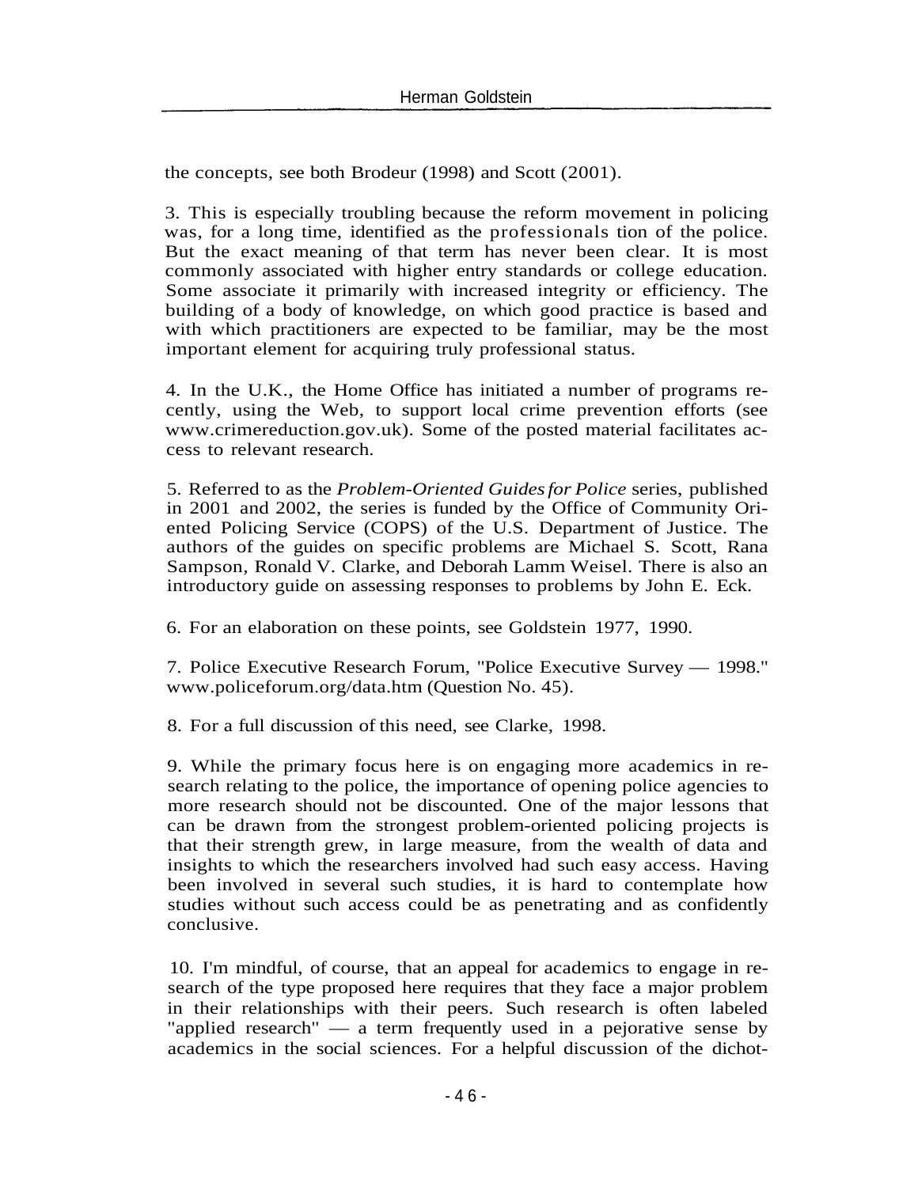the concepts, see both Brodeur (1998) and Scott (2001).

3. This is especially troubling because the reform movement in policing was, for a long time, identified as the professionals tion of the police. But the exact meaning of that term has never been clear. It is most commonly associated with higher entry standards or college education. Some associate it primarily with increased integrity or efficiency. The building of a body of knowledge, on which good practice is based and with which practitioners are expected to be familiar, may be the most important element for acquiring truly professional status.

4. In the U.K., the Home Office has initiated a number of programs recently, using the Web, to support local crime prevention efforts (see www.crimereduction.gov.uk). Some of the posted material facilitates access to relevant research.

5. Referred to as the *Problem-Oriented Guides for Police* series, published in 2001 and 2002, the series is funded by the Office of Community Oriented Policing Service (COPS) of the U.S. Department of Justice. The authors of the guides on specific problems are Michael S. Scott, Rana Sampson, Ronald V. Clarke, and Deborah Lamm Weisel. There is also an introductory guide on assessing responses to problems by John E. Eck.

6. For an elaboration on these points, see Goldstein 1977, 1990.

7. Police Executive Research Forum, "Police Executive Survey — 1998." www.policeforum.org/data.htm (Question No. 45).

8. For a full discussion of this need, see Clarke, 1998.

9. While the primary focus here is on engaging more academics in research relating to the police, the importance of opening police agencies to more research should not be discounted. One of the major lessons that can be drawn from the strongest problem-oriented policing projects is that their strength grew, in large measure, from the wealth of data and insights to which the researchers involved had such easy access. Having been involved in several such studies, it is hard to contemplate how studies without such access could be as penetrating and as confidently conclusive.

10. I'm mindful, of course, that an appeal for academics to engage in research of the type proposed here requires that they face a major problem in their relationships with their peers. Such research is often labeled "applied research" — a term frequently used in a pejorative sense by academics in the social sciences. For a helpful discussion of the dichot-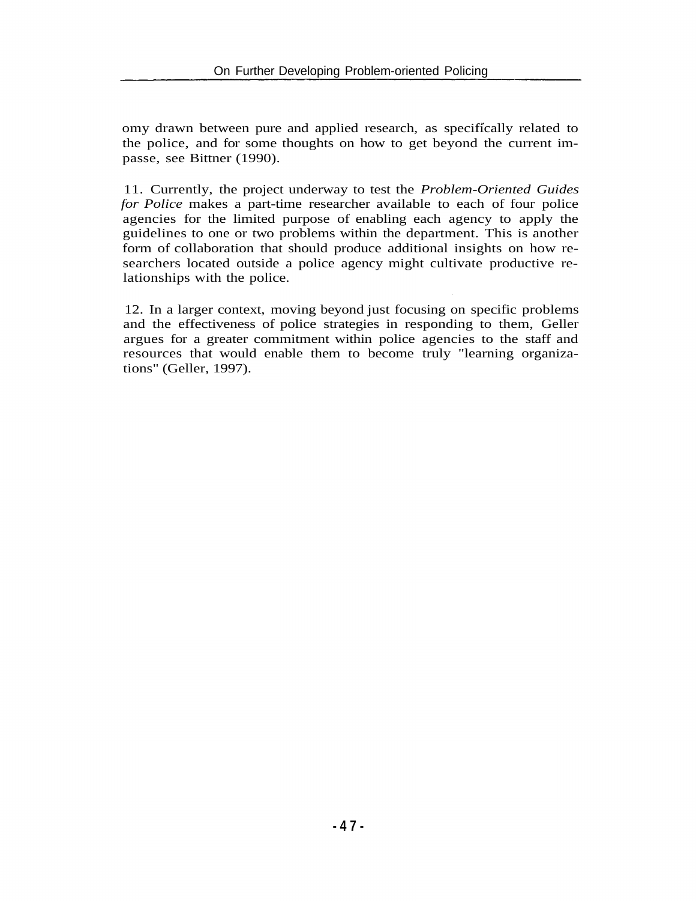omy drawn between pure and applied research, as specifically related to the police, and for some thoughts on how to get beyond the current impasse, see Bittner (1990).

11. Currently, the project underway to test the *Problem-Oriented Guides for Police* makes a part-time researcher available to each of four police agencies for the limited purpose of enabling each agency to apply the guidelines to one or two problems within the department. This is another form of collaboration that should produce additional insights on how researchers located outside a police agency might cultivate productive relationships with the police.

12. In a larger context, moving beyond just focusing on specific problems and the effectiveness of police strategies in responding to them, Geller argues for a greater commitment within police agencies to the staff and resources that would enable them to become truly "learning organizations" (Geller, 1997).